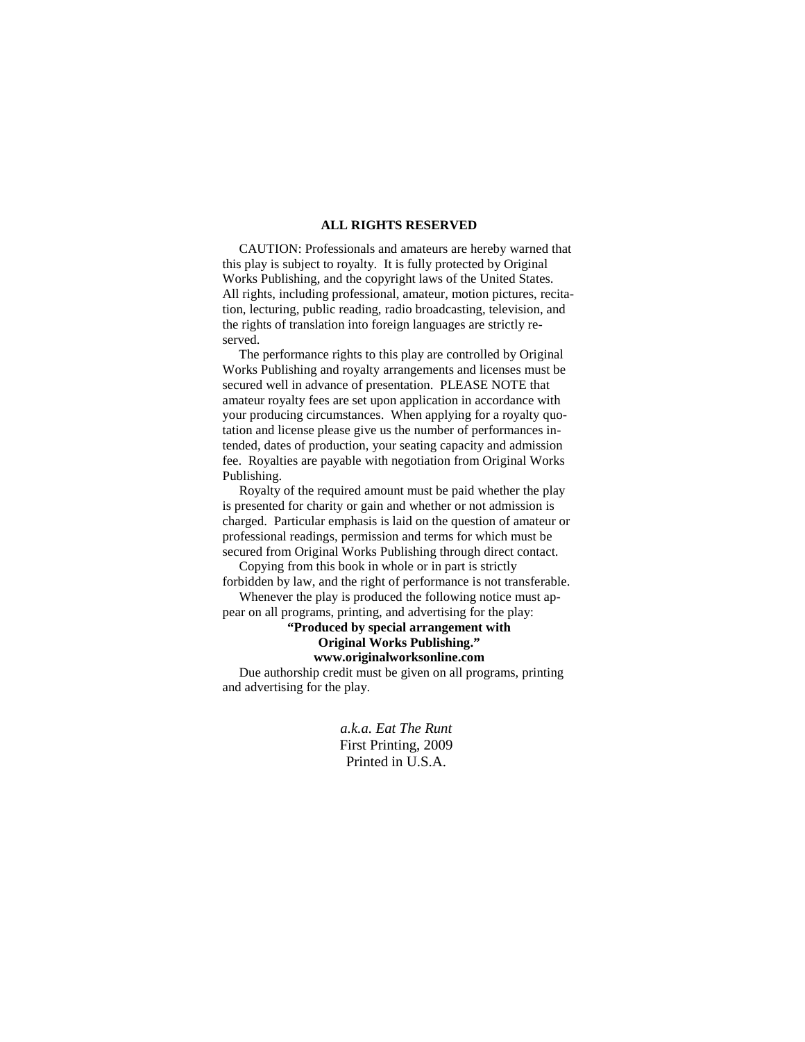**ALL RIGHTS RESERVED**

CAUTION: Professionals and amateurs are hereby warned that this play is subject to royalty. It is fully protected by Original Works Publishing, and the copyright laws of the United States. All rights, including professional, amateur, motion pictures, recitation, lecturing, public reading, radio broadcasting, television, and the rights of translation into foreign languages are strictly reserved.

The performance rights to this play are controlled by Original Works Publishing and royalty arrangements and licenses must be secured well in advance of presentation. PLEASE NOTE that amateur royalty fees are set upon application in accordance with your producing circumstances. When applying for a royalty quotation and license please give us the number of performances intended, dates of production, your seating capacity and admission fee. Royalties are payable with negotiation from Original Works Publishing.

Royalty of the required amount must be paid whether the play is presented for charity or gain and whether or not admission is charged. Particular emphasis is laid on the question of amateur or professional readings, permission and terms for which must be secured from Original Works Publishing through direct contact.

Copying from this book in whole or in part is strictly forbidden by law, and the right of performance is not transferable.

Whenever the play is produced the following notice must appear on all programs, printing, and advertising for the play:

**"Produced by special arrangement with Original Works Publishing."**
**www.originalworksonline.com**

Due authorship credit must be given on all programs, printing and advertising for the play.

*a.k.a. Eat The Runt*
First Printing, 2009
Printed in U.S.A.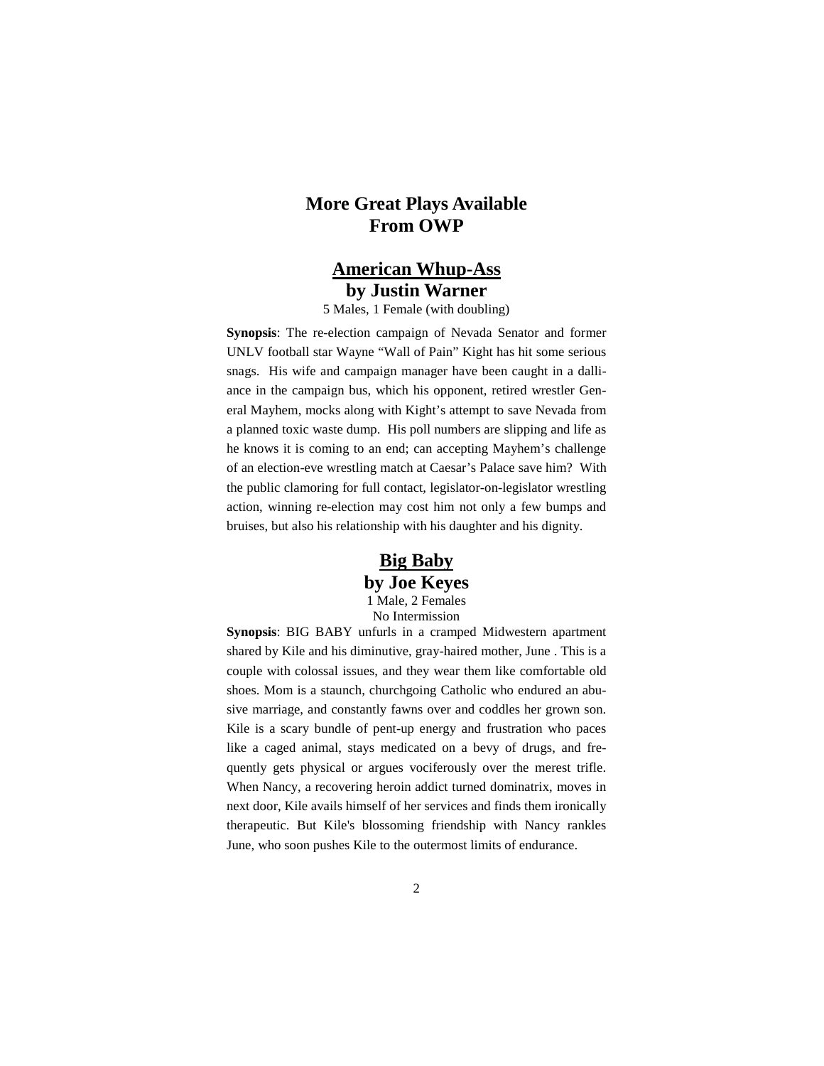# More Great Plays Available From OWP

## American Whup-Ass
### by Justin Warner

5 Males, 1 Female (with doubling)

**Synopsis**: The re-election campaign of Nevada Senator and former UNLV football star Wayne "Wall of Pain" Kight has hit some serious snags. His wife and campaign manager have been caught in a dalliance in the campaign bus, which his opponent, retired wrestler General Mayhem, mocks along with Kight's attempt to save Nevada from a planned toxic waste dump. His poll numbers are slipping and life as he knows it is coming to an end; can accepting Mayhem's challenge of an election-eve wrestling match at Caesar's Palace save him? With the public clamoring for full contact, legislator-on-legislator wrestling action, winning re-election may cost him not only a few bumps and bruises, but also his relationship with his daughter and his dignity.

## Big Baby
### by Joe Keyes

1 Male, 2 Females
No Intermission

**Synopsis**: BIG BABY unfurls in a cramped Midwestern apartment shared by Kile and his diminutive, gray-haired mother, June . This is a couple with colossal issues, and they wear them like comfortable old shoes. Mom is a staunch, churchgoing Catholic who endured an abusive marriage, and constantly fawns over and coddles her grown son. Kile is a scary bundle of pent-up energy and frustration who paces like a caged animal, stays medicated on a bevy of drugs, and frequently gets physical or argues vociferously over the merest trifle. When Nancy, a recovering heroin addict turned dominatrix, moves in next door, Kile avails himself of her services and finds them ironically therapeutic. But Kile's blossoming friendship with Nancy rankles June, who soon pushes Kile to the outermost limits of endurance.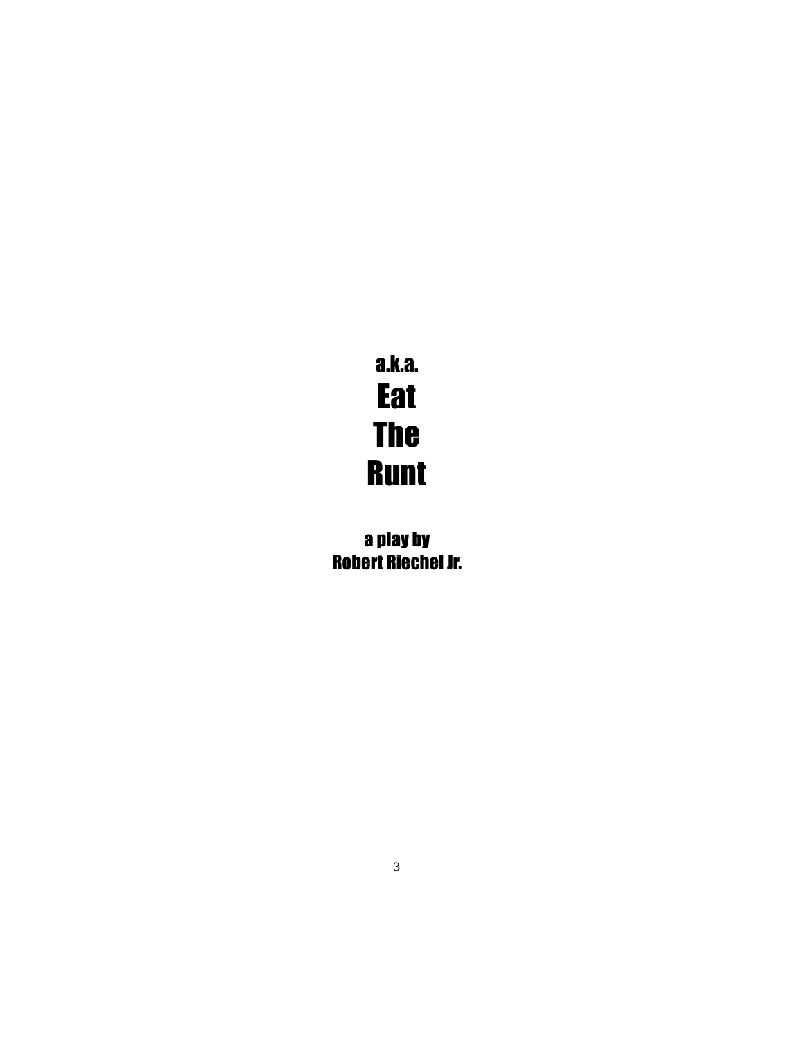a.k.a.

# Eat
# The
# Runt

a play by
Robert Riechel Jr.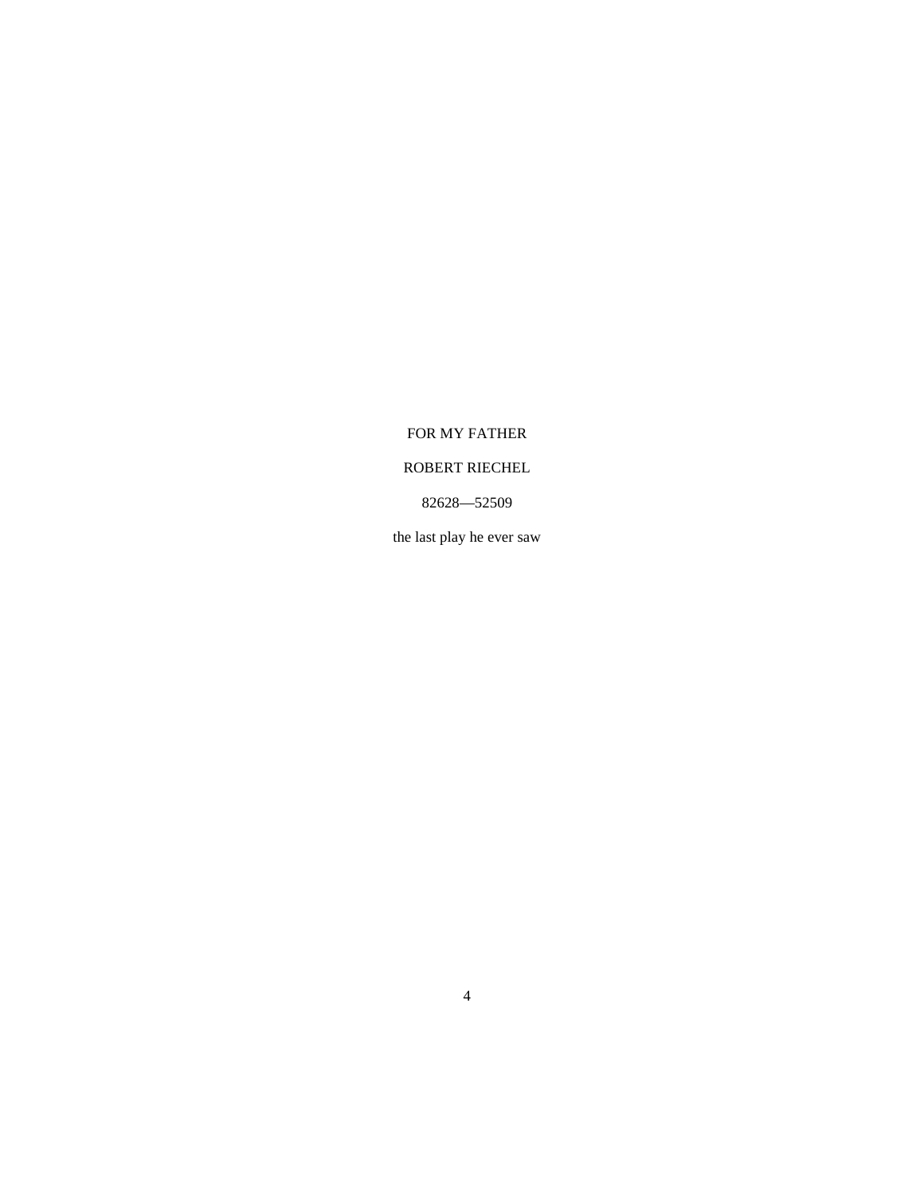FOR MY FATHER

ROBERT RIECHEL

82628—52509

the last play he ever saw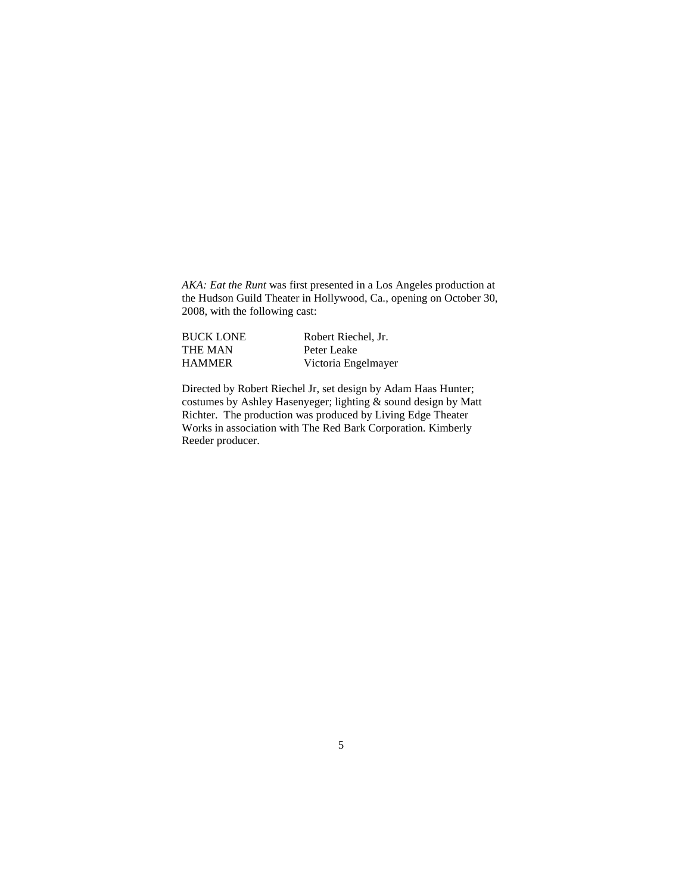*AKA: Eat the Runt* was first presented in a Los Angeles production at the Hudson Guild Theater in Hollywood, Ca., opening on October 30, 2008, with the following cast:

| | |
|---|---|
| BUCK LONE | Robert Riechel, Jr. |
| THE MAN | Peter Leake |
| HAMMER | Victoria Engelmayer |

Directed by Robert Riechel Jr, set design by Adam Haas Hunter; costumes by Ashley Hasenyeger; lighting & sound design by Matt Richter. The production was produced by Living Edge Theater Works in association with The Red Bark Corporation. Kimberly Reeder producer.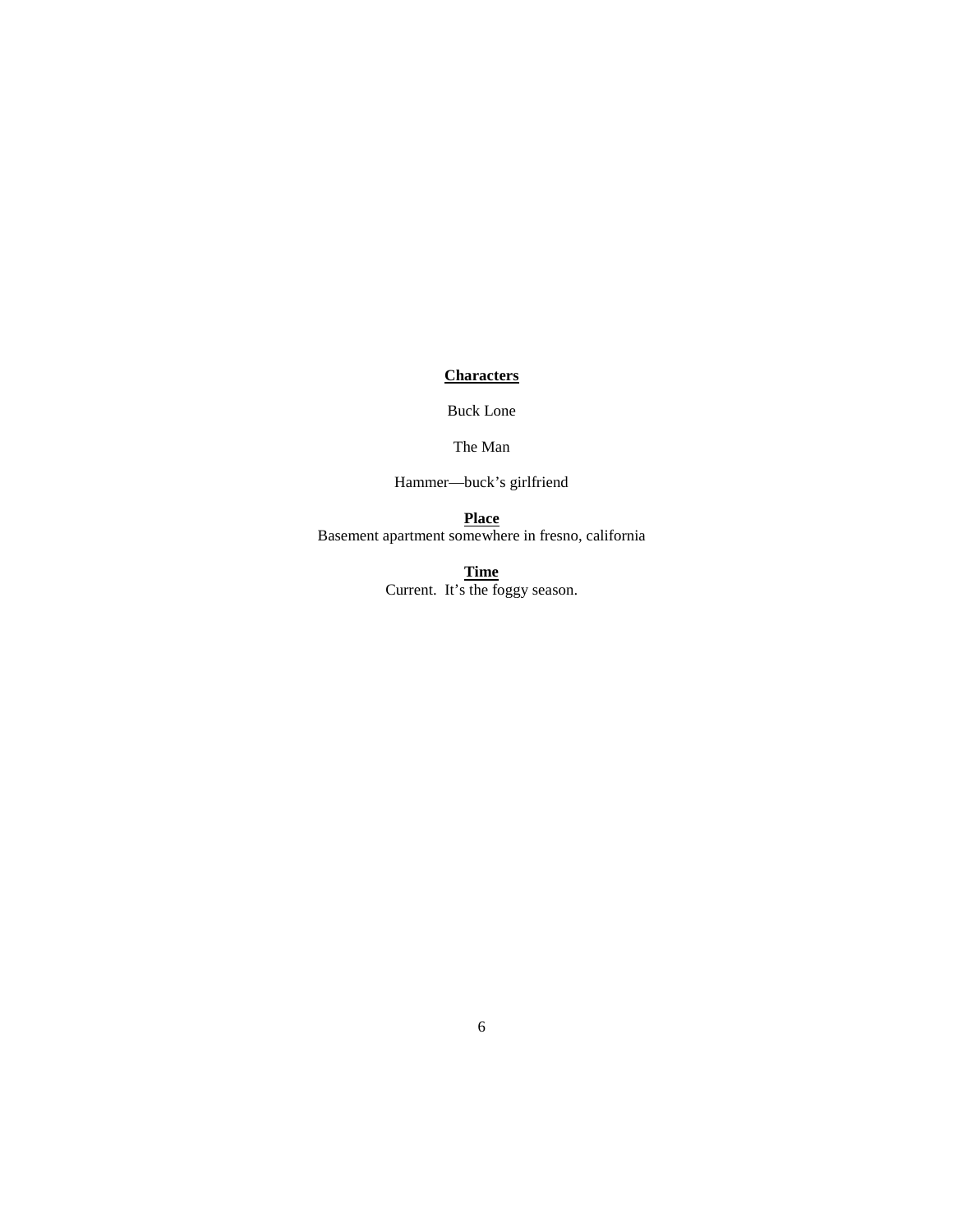**Characters**

Buck Lone

The Man

Hammer—buck's girlfriend

**Place**

Basement apartment somewhere in fresno, california

**Time**

Current. It's the foggy season.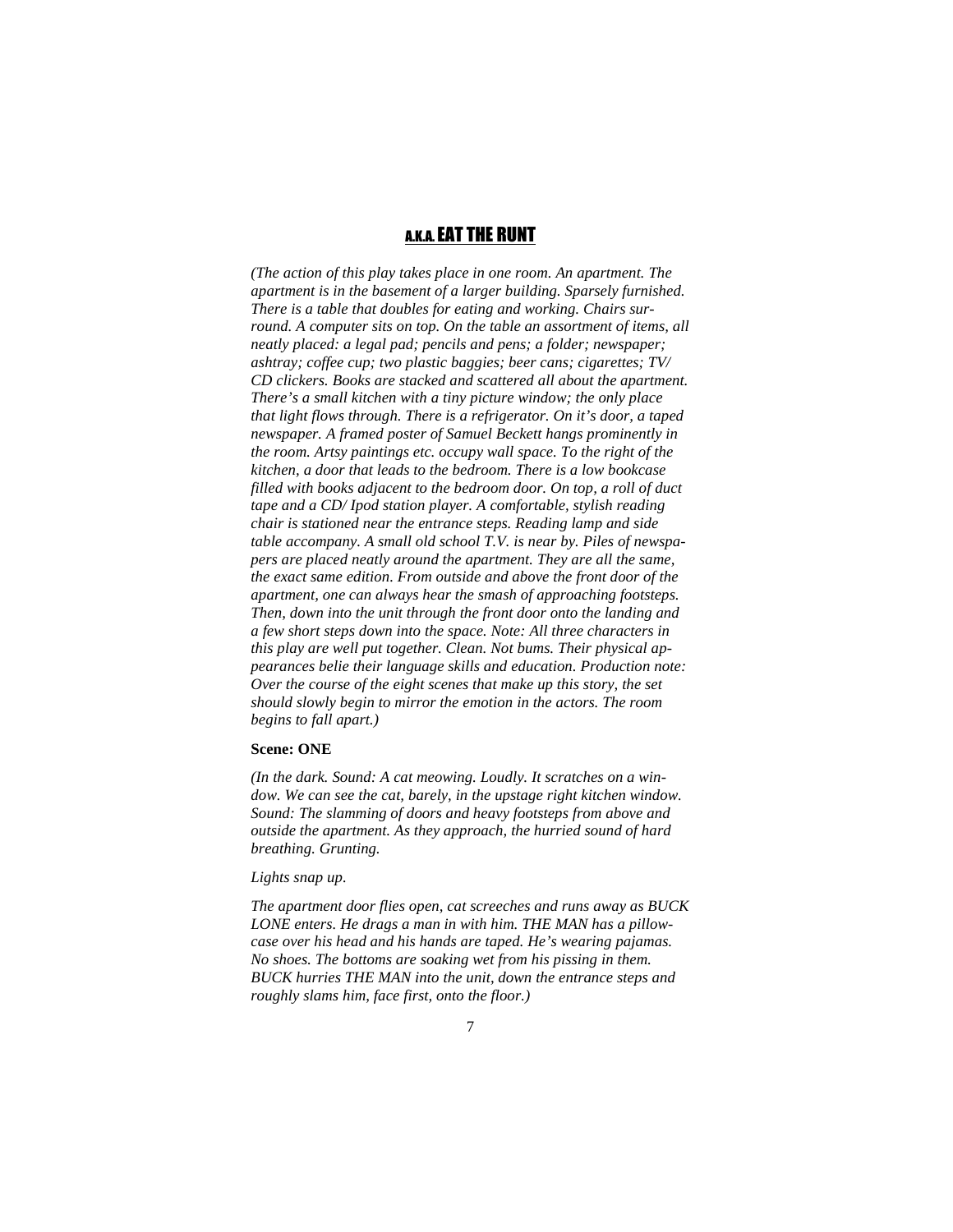## A.K.A. EAT THE RUNT

*(The action of this play takes place in one room. An apartment. The apartment is in the basement of a larger building. Sparsely furnished. There is a table that doubles for eating and working. Chairs surround. A computer sits on top. On the table an assortment of items, all neatly placed: a legal pad; pencils and pens; a folder; newspaper; ashtray; coffee cup; two plastic baggies; beer cans; cigarettes; TV/ CD clickers. Books are stacked and scattered all about the apartment. There's a small kitchen with a tiny picture window; the only place that light flows through. There is a refrigerator. On it's door, a taped newspaper. A framed poster of Samuel Beckett hangs prominently in the room. Artsy paintings etc. occupy wall space. To the right of the kitchen, a door that leads to the bedroom. There is a low bookcase filled with books adjacent to the bedroom door. On top, a roll of duct tape and a CD/ Ipod station player. A comfortable, stylish reading chair is stationed near the entrance steps. Reading lamp and side table accompany. A small old school T.V. is near by. Piles of newspapers are placed neatly around the apartment. They are all the same, the exact same edition. From outside and above the front door of the apartment, one can always hear the smash of approaching footsteps. Then, down into the unit through the front door onto the landing and a few short steps down into the space. Note: All three characters in this play are well put together. Clean. Not bums. Their physical appearances belie their language skills and education. Production note: Over the course of the eight scenes that make up this story, the set should slowly begin to mirror the emotion in the actors. The room begins to fall apart.)*

**Scene: ONE**

*(In the dark. Sound: A cat meowing. Loudly. It scratches on a window. We can see the cat, barely, in the upstage right kitchen window. Sound: The slamming of doors and heavy footsteps from above and outside the apartment. As they approach, the hurried sound of hard breathing. Grunting.*

*Lights snap up.*

*The apartment door flies open, cat screeches and runs away as BUCK LONE enters. He drags a man in with him. THE MAN has a pillowcase over his head and his hands are taped. He's wearing pajamas. No shoes. The bottoms are soaking wet from his pissing in them. BUCK hurries THE MAN into the unit, down the entrance steps and roughly slams him, face first, onto the floor.)*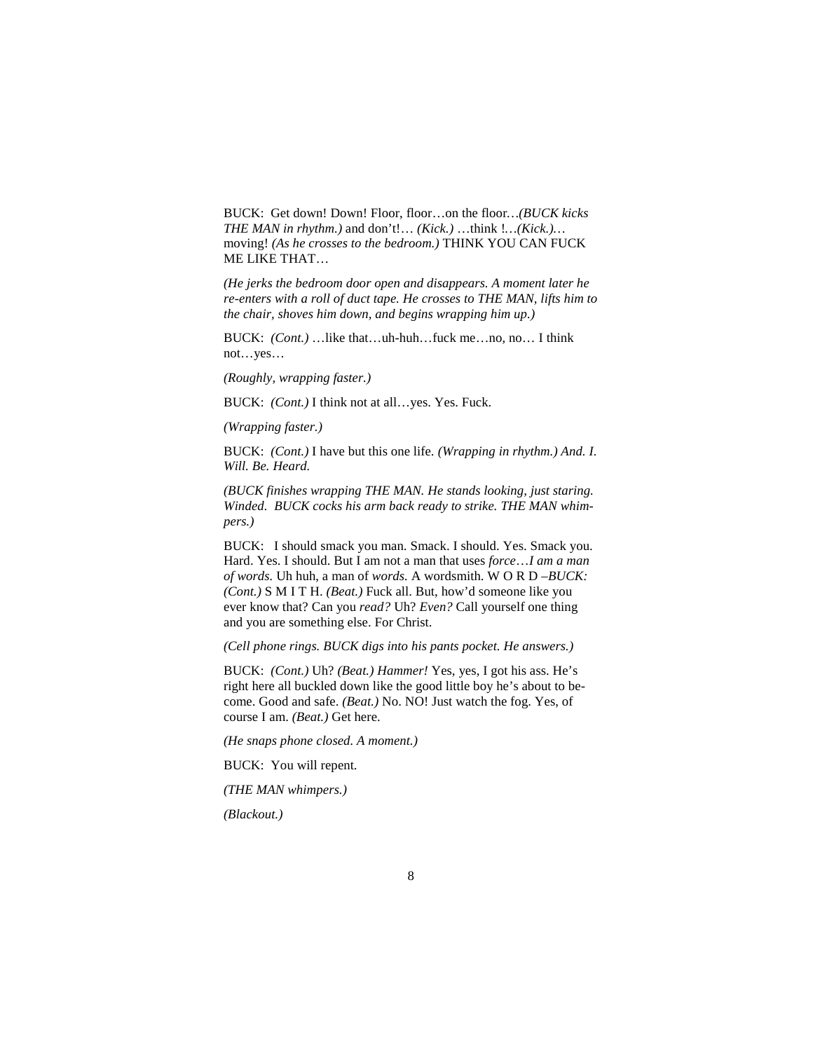BUCK: Get down! Down! Floor, floor…on the floor…*(BUCK kicks THE MAN in rhythm.)* and don't!… *(Kick.)* …think !…*(Kick.)*… moving! *(As he crosses to the bedroom.)* THINK YOU CAN FUCK ME LIKE THAT…

*(He jerks the bedroom door open and disappears. A moment later he re-enters with a roll of duct tape. He crosses to THE MAN, lifts him to the chair, shoves him down, and begins wrapping him up.)*

BUCK: *(Cont.)* …like that…uh-huh…fuck me…no, no… I think not…yes…

*(Roughly, wrapping faster.)*

BUCK: *(Cont.)* I think not at all…yes. Yes. Fuck.

*(Wrapping faster.)*

BUCK: *(Cont.)* I have but this one life. *(Wrapping in rhythm.) And. I. Will. Be. Heard.*

*(BUCK finishes wrapping THE MAN. He stands looking, just staring. Winded. BUCK cocks his arm back ready to strike. THE MAN whimpers.)*

BUCK: I should smack you man. Smack. I should. Yes. Smack you. Hard. Yes. I should. But I am not a man that uses *force*…*I am a man of words.* Uh huh, a man of *words.* A wordsmith. W O R D –*BUCK: (Cont.)* S M I T H. *(Beat.)* Fuck all. But, how'd someone like you ever know that? Can you *read?* Uh? *Even?* Call yourself one thing and you are something else. For Christ.

*(Cell phone rings. BUCK digs into his pants pocket. He answers.)*

BUCK: *(Cont.)* Uh? *(Beat.) Hammer!* Yes, yes, I got his ass. He's right here all buckled down like the good little boy he's about to become. Good and safe. *(Beat.)* No. NO! Just watch the fog. Yes, of course I am. *(Beat.)* Get here.

*(He snaps phone closed. A moment.)*

BUCK: You will repent.

*(THE MAN whimpers.)*

*(Blackout.)*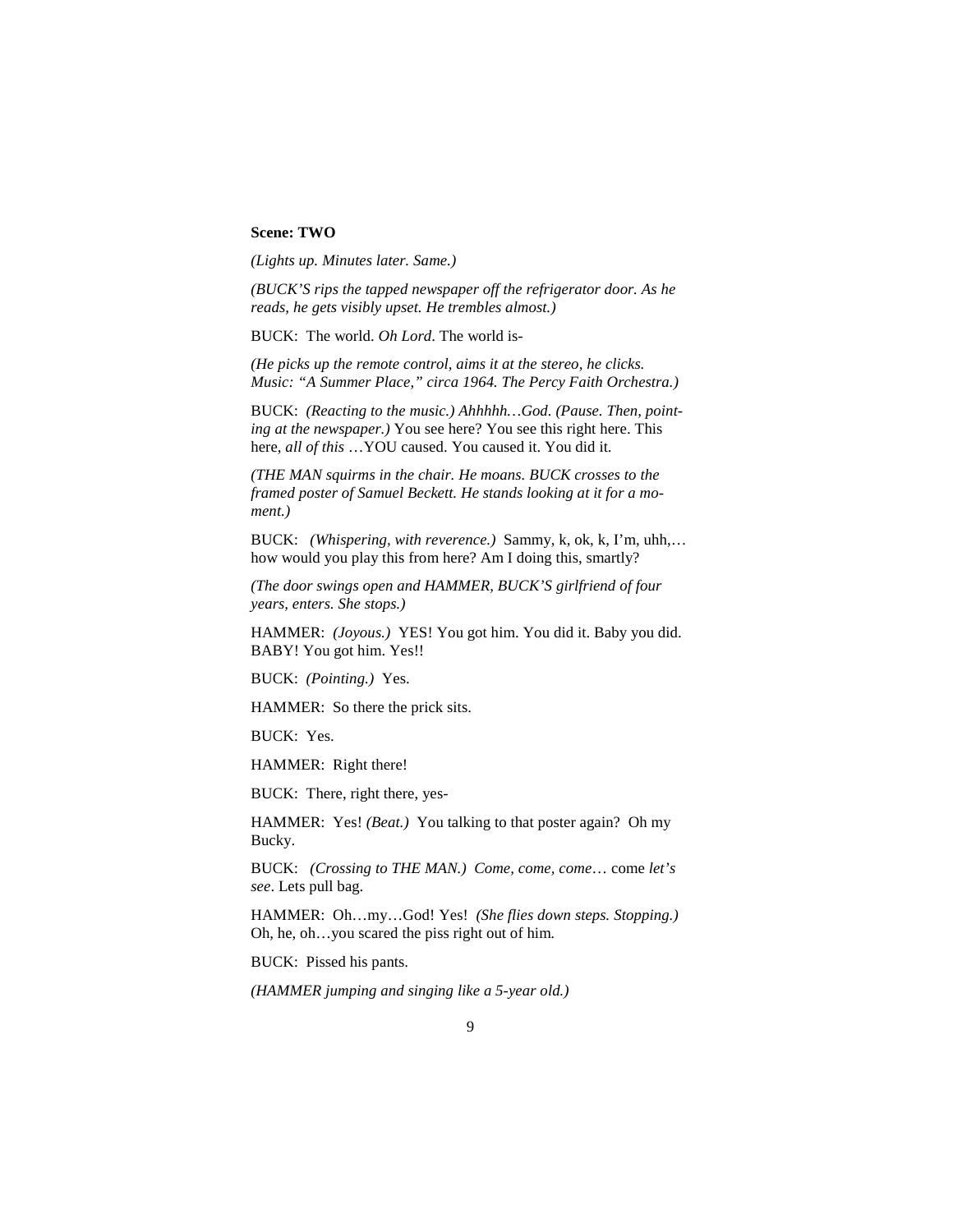**Scene: TWO**

*(Lights up. Minutes later. Same.)*

*(BUCK'S rips the tapped newspaper off the refrigerator door. As he reads, he gets visibly upset. He trembles almost.)*

BUCK: The world. *Oh Lord*. The world is-

*(He picks up the remote control, aims it at the stereo, he clicks. Music: "A Summer Place," circa 1964. The Percy Faith Orchestra.)*

BUCK: *(Reacting to the music.) Ahhhhh…God. (Pause. Then, pointing at the newspaper.)* You see here? You see this right here. This here, *all of this* …YOU caused. You caused it. You did it.

*(THE MAN squirms in the chair. He moans. BUCK crosses to the framed poster of Samuel Beckett. He stands looking at it for a moment.)*

BUCK: *(Whispering, with reverence.)* Sammy, k, ok, k, I'm, uhh,… how would you play this from here? Am I doing this, smartly?

*(The door swings open and HAMMER, BUCK'S girlfriend of four years, enters. She stops.)*

HAMMER: *(Joyous.)* YES! You got him. You did it. Baby you did. BABY! You got him. Yes!!

BUCK: *(Pointing.)* Yes.

HAMMER: So there the prick sits.

BUCK: Yes.

HAMMER: Right there!

BUCK: There, right there, yes-

HAMMER: Yes! *(Beat.)* You talking to that poster again? Oh my Bucky.

BUCK: *(Crossing to THE MAN.) Come, come, come*… come *let's see*. Lets pull bag.

HAMMER: Oh…my…God! Yes! *(She flies down steps. Stopping.)* Oh, he, oh…you scared the piss right out of him.

BUCK: Pissed his pants.

*(HAMMER jumping and singing like a 5-year old.)*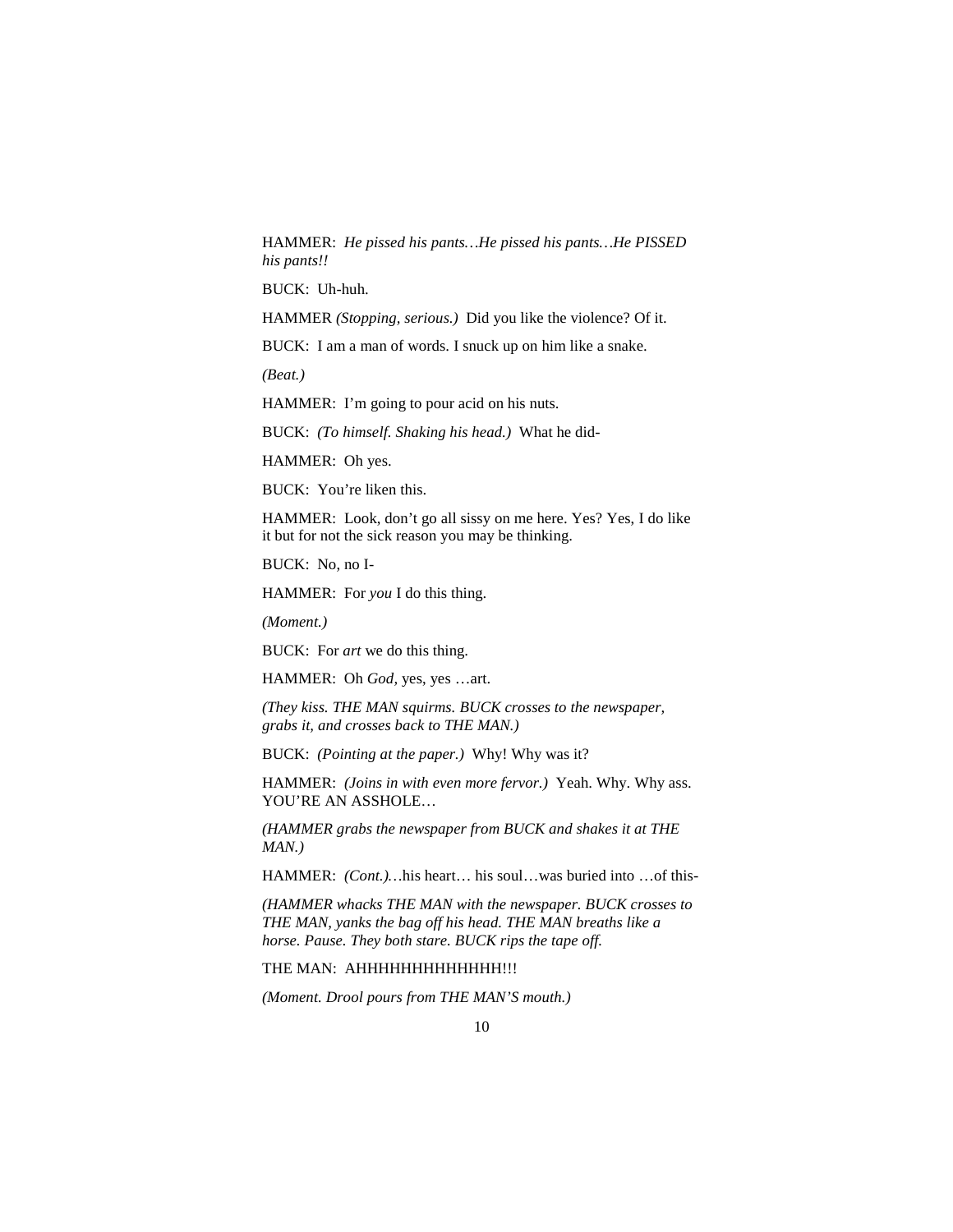HAMMER: *He pissed his pants…He pissed his pants…He PISSED his pants!!*

BUCK: Uh-huh.

HAMMER *(Stopping, serious.)* Did you like the violence? Of it.

BUCK: I am a man of words. I snuck up on him like a snake.

*(Beat.)*

HAMMER: I'm going to pour acid on his nuts.

BUCK: *(To himself. Shaking his head.)* What he did-

HAMMER: Oh yes.

BUCK: You're liken this.

HAMMER: Look, don't go all sissy on me here. Yes? Yes, I do like it but for not the sick reason you may be thinking.

BUCK: No, no I-

HAMMER: For *you* I do this thing.

*(Moment.)*

BUCK: For *art* we do this thing.

HAMMER: Oh *God,* yes, yes …art.

*(They kiss. THE MAN squirms. BUCK crosses to the newspaper, grabs it, and crosses back to THE MAN.)*

BUCK: *(Pointing at the paper.)* Why! Why was it?

HAMMER: *(Joins in with even more fervor.)* Yeah. Why. Why ass. YOU'RE AN ASSHOLE…

*(HAMMER grabs the newspaper from BUCK and shakes it at THE MAN.)*

HAMMER: *(Cont.)*…his heart… his soul…was buried into …of this-

*(HAMMER whacks THE MAN with the newspaper. BUCK crosses to THE MAN, yanks the bag off his head. THE MAN breaths like a horse. Pause. They both stare. BUCK rips the tape off.*

THE MAN: AHHHHHHHHHHHHH!!!

*(Moment. Drool pours from THE MAN'S mouth.)*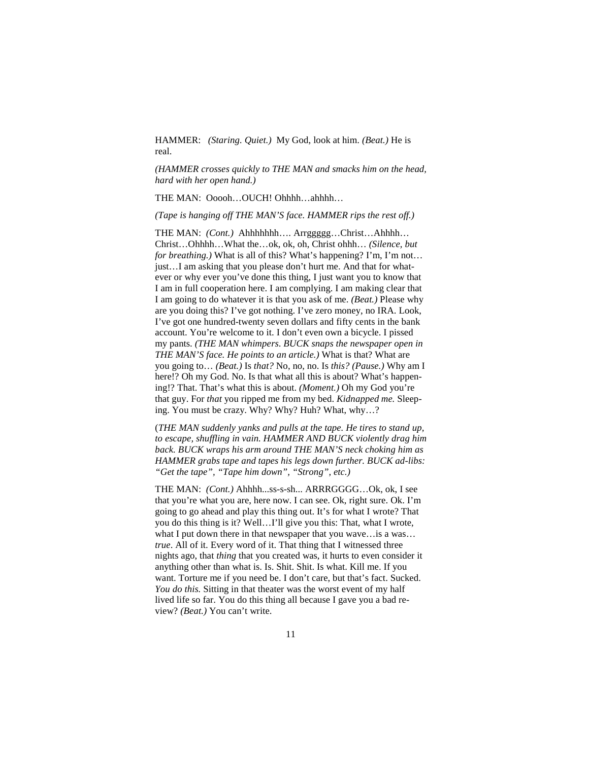HAMMER: *(Staring. Quiet.)* My God, look at him. *(Beat.)* He is real.

*(HAMMER crosses quickly to THE MAN and smacks him on the head, hard with her open hand.)*

THE MAN: Ooooh…OUCH! Ohhhh…ahhhh…

*(Tape is hanging off THE MAN'S face. HAMMER rips the rest off.)*

THE MAN: *(Cont.)* Ahhhhhhh…. Arrggggg…Christ…Ahhhh… Christ…Ohhhh…What the…ok, ok, oh, Christ ohhh… *(Silence, but for breathing.)* What is all of this? What's happening? I'm, I'm not… just…I am asking that you please don't hurt me. And that for whatever or why ever you've done this thing, I just want you to know that I am in full cooperation here. I am complying. I am making clear that I am going to do whatever it is that you ask of me. *(Beat.)* Please why are you doing this? I've got nothing. I've zero money, no IRA. Look, I've got one hundred-twenty seven dollars and fifty cents in the bank account. You're welcome to it. I don't even own a bicycle. I pissed my pants. *(THE MAN whimpers. BUCK snaps the newspaper open in THE MAN'S face. He points to an article.)* What is that? What are you going to… *(Beat.)* Is *that?* No, no, no. Is *this? (Pause.)* Why am I here!? Oh my God. No. Is that what all this is about? What's happening!? That. That's what this is about. *(Moment.)* Oh my God you're that guy. For *that* you ripped me from my bed. *Kidnapped me.* Sleeping. You must be crazy. Why? Why? Huh? What, why…?

(*THE MAN suddenly yanks and pulls at the tape. He tires to stand up, to escape, shuffling in vain. HAMMER AND BUCK violently drag him back. BUCK wraps his arm around THE MAN'S neck choking him as HAMMER grabs tape and tapes his legs down further. BUCK ad-libs: "Get the tape", "Tape him down", "Strong", etc.)*

THE MAN: *(Cont.)* Ahhhh...ss-s-sh... ARRRGGGG…Ok, ok, I see that you're what you are, here now. I can see. Ok, right sure. Ok. I'm going to go ahead and play this thing out. It's for what I wrote? That you do this thing is it? Well…I'll give you this: That, what I wrote, what I put down there in that newspaper that you wave…is a was… *true*. All of it. Every word of it. That thing that I witnessed three nights ago, that *thing* that you created was, it hurts to even consider it anything other than what is. Is. Shit. Shit. Is what. Kill me. If you want. Torture me if you need be. I don't care, but that's fact. Sucked. *You do this.* Sitting in that theater was the worst event of my half lived life so far. You do this thing all because I gave you a bad review? *(Beat.)* You can't write.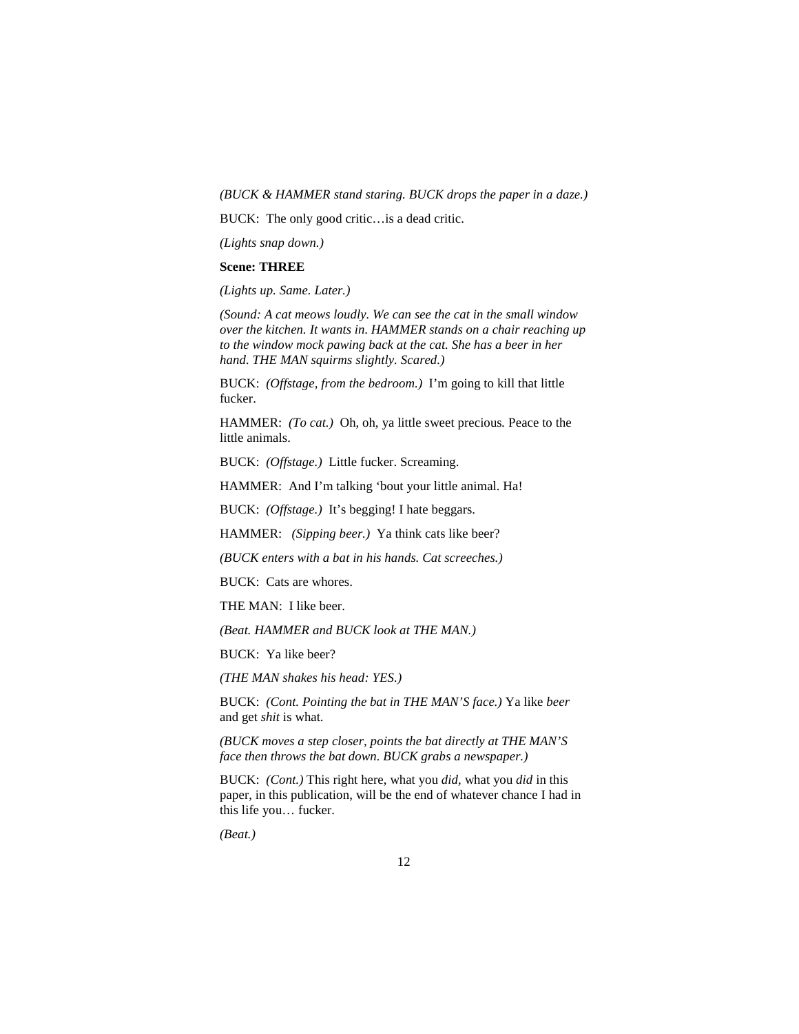*(BUCK & HAMMER stand staring. BUCK drops the paper in a daze.)*

BUCK: The only good critic…is a dead critic.

*(Lights snap down.)*

**Scene: THREE**

*(Lights up. Same. Later.)*

*(Sound: A cat meows loudly. We can see the cat in the small window over the kitchen. It wants in. HAMMER stands on a chair reaching up to the window mock pawing back at the cat. She has a beer in her hand. THE MAN squirms slightly. Scared.)*

BUCK: *(Offstage, from the bedroom.)* I'm going to kill that little fucker.

HAMMER: *(To cat.)* Oh, oh, ya little sweet precious. Peace to the little animals.

BUCK: *(Offstage.)* Little fucker. Screaming.

HAMMER: And I'm talking 'bout your little animal. Ha!

BUCK: *(Offstage.)* It's begging! I hate beggars.

HAMMER: *(Sipping beer.)* Ya think cats like beer?

*(BUCK enters with a bat in his hands. Cat screeches.)*

BUCK: Cats are whores.

THE MAN: I like beer.

*(Beat. HAMMER and BUCK look at THE MAN.)*

BUCK: Ya like beer?

*(THE MAN shakes his head: YES.)*

BUCK: *(Cont. Pointing the bat in THE MAN'S face.)* Ya like *beer* and get *shit* is what.

*(BUCK moves a step closer, points the bat directly at THE MAN'S face then throws the bat down. BUCK grabs a newspaper.)*

BUCK: *(Cont.)* This right here, what you *did*, what you *did* in this paper, in this publication, will be the end of whatever chance I had in this life you… fucker.

*(Beat.)*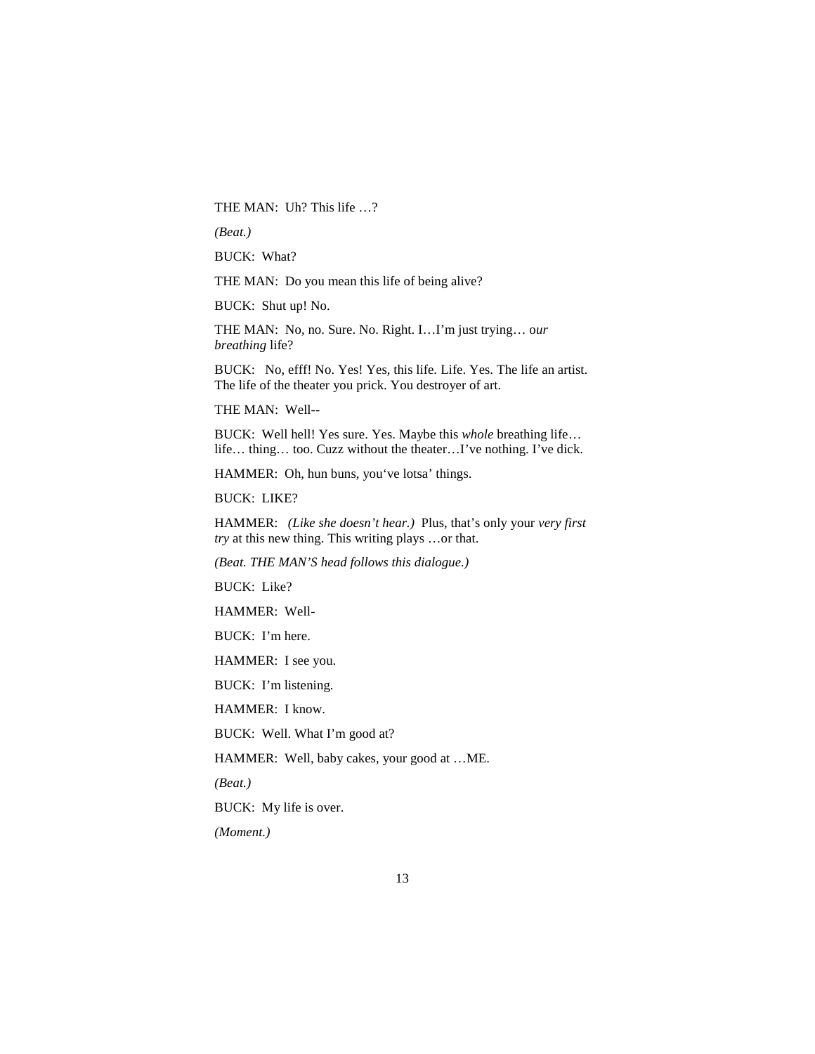THE MAN: Uh? This life …?

*(Beat.)*

BUCK: What?

THE MAN: Do you mean this life of being alive?

BUCK: Shut up! No.

THE MAN: No, no. Sure. No. Right. I…I'm just trying… o*ur breathing* life?

BUCK: No, efff! No. Yes! Yes, this life. Life. Yes. The life an artist. The life of the theater you prick. You destroyer of art.

THE MAN: Well--

BUCK: Well hell! Yes sure. Yes. Maybe this *whole* breathing life… life… thing… too. Cuzz without the theater…I've nothing. I've dick.

HAMMER: Oh, hun buns, you've lotsa' things.

BUCK: LIKE?

HAMMER: *(Like she doesn't hear.)* Plus, that's only your *very first try* at this new thing. This writing plays …or that.

*(Beat. THE MAN'S head follows this dialogue.)*

BUCK: Like?

HAMMER: Well-

BUCK: I'm here.

HAMMER: I see you.

BUCK: I'm listening.

HAMMER: I know.

BUCK: Well. What I'm good at?

HAMMER: Well, baby cakes, your good at …ME.

*(Beat.)*

BUCK: My life is over.

*(Moment.)*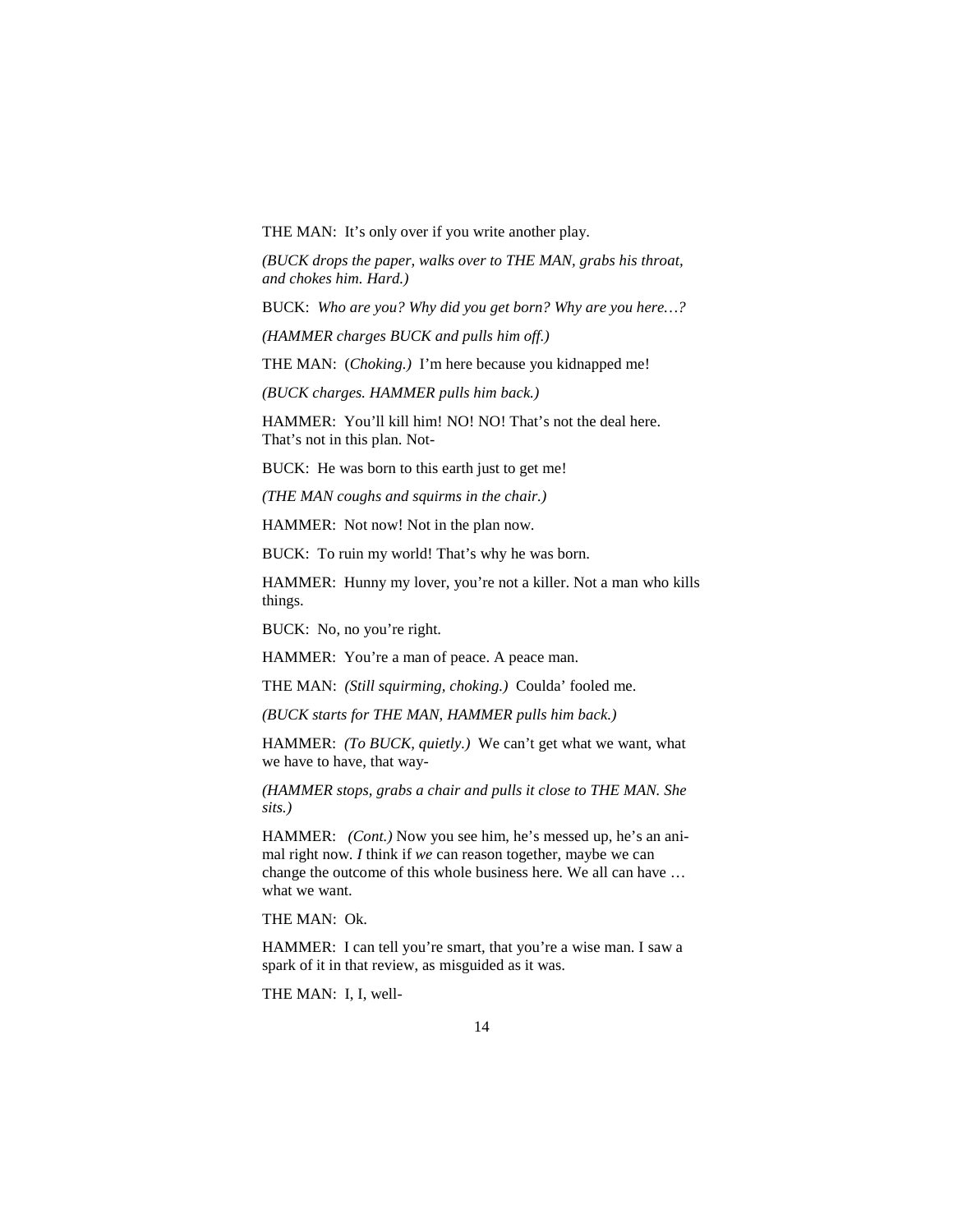THE MAN: It's only over if you write another play.

*(BUCK drops the paper, walks over to THE MAN, grabs his throat, and chokes him. Hard.)*

BUCK: *Who are you? Why did you get born? Why are you here…?*

*(HAMMER charges BUCK and pulls him off.)*

THE MAN: (*Choking.)* I'm here because you kidnapped me!

*(BUCK charges. HAMMER pulls him back.)*

HAMMER: You'll kill him! NO! NO! That's not the deal here. That's not in this plan. Not-

BUCK: He was born to this earth just to get me!

*(THE MAN coughs and squirms in the chair.)*

HAMMER: Not now! Not in the plan now.

BUCK: To ruin my world! That's why he was born.

HAMMER: Hunny my lover, you're not a killer. Not a man who kills things.

BUCK: No, no you're right.

HAMMER: You're a man of peace. A peace man.

THE MAN: *(Still squirming, choking.)* Coulda' fooled me.

*(BUCK starts for THE MAN, HAMMER pulls him back.)*

HAMMER: *(To BUCK, quietly.)* We can't get what we want, what we have to have, that way-

*(HAMMER stops, grabs a chair and pulls it close to THE MAN. She sits.)*

HAMMER: *(Cont.)* Now you see him, he's messed up, he's an animal right now. *I* think if *we* can reason together, maybe we can change the outcome of this whole business here. We all can have … what we want.

THE MAN: Ok.

HAMMER: I can tell you're smart, that you're a wise man. I saw a spark of it in that review, as misguided as it was.

THE MAN: I, I, well-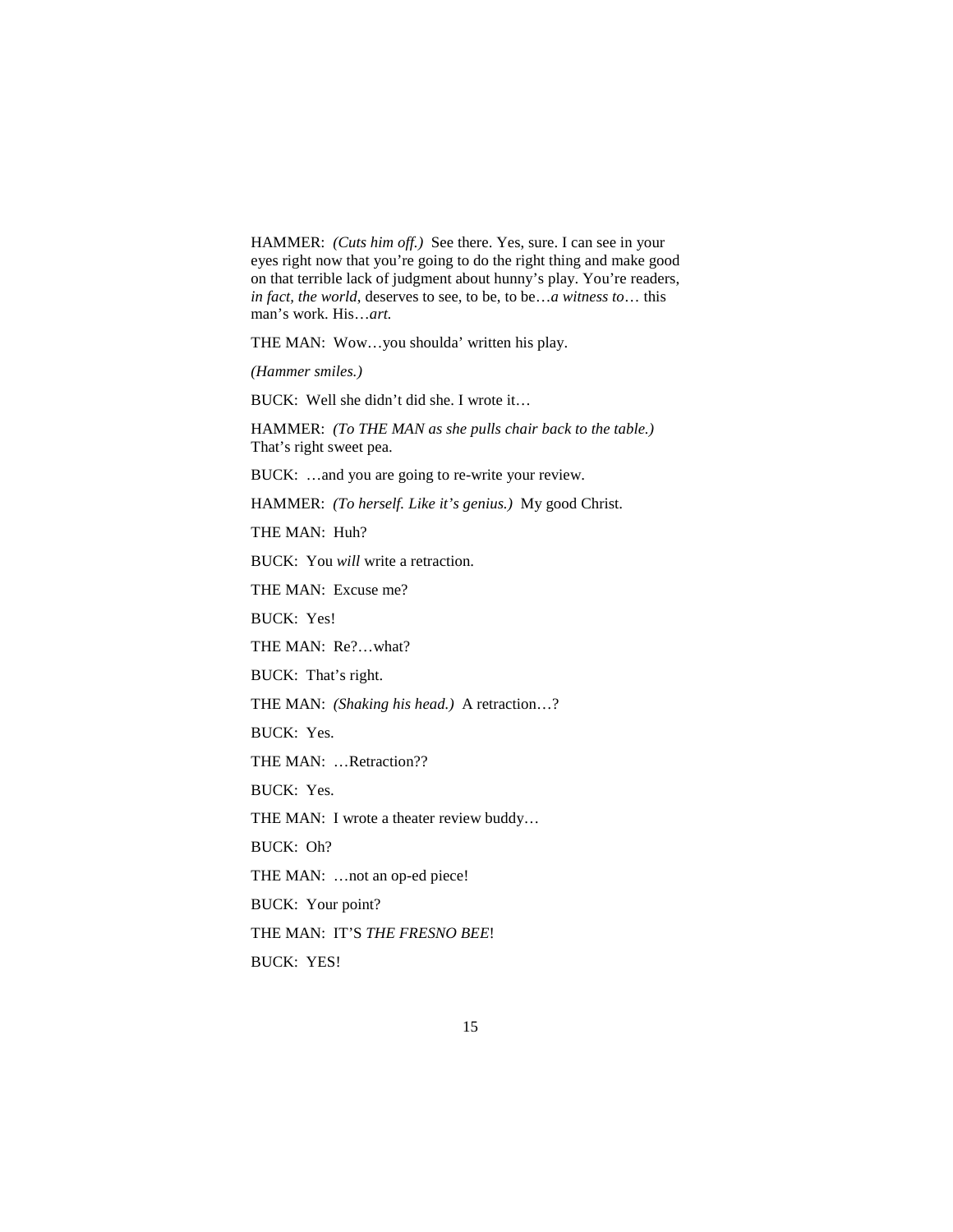HAMMER: *(Cuts him off.)* See there. Yes, sure. I can see in your eyes right now that you're going to do the right thing and make good on that terrible lack of judgment about hunny's play. You're readers, *in fact, the world*, deserves to see, to be, to be…*a witness to*… this man's work. His…*art.*

THE MAN: Wow…you shoulda' written his play.

*(Hammer smiles.)*

BUCK: Well she didn't did she. I wrote it…

HAMMER: *(To THE MAN as she pulls chair back to the table.)* That's right sweet pea.

BUCK: …and you are going to re-write your review.

HAMMER: *(To herself. Like it's genius.)* My good Christ.

THE MAN: Huh?

BUCK: You *will* write a retraction.

THE MAN: Excuse me?

BUCK: Yes!

THE MAN: Re?…what?

BUCK: That's right.

THE MAN: *(Shaking his head.)* A retraction…?

BUCK: Yes.

THE MAN: …Retraction??

BUCK: Yes.

THE MAN: I wrote a theater review buddy…

BUCK: Oh?

THE MAN: …not an op-ed piece!

BUCK: Your point?

THE MAN: IT'S *THE FRESNO BEE*!

BUCK: YES!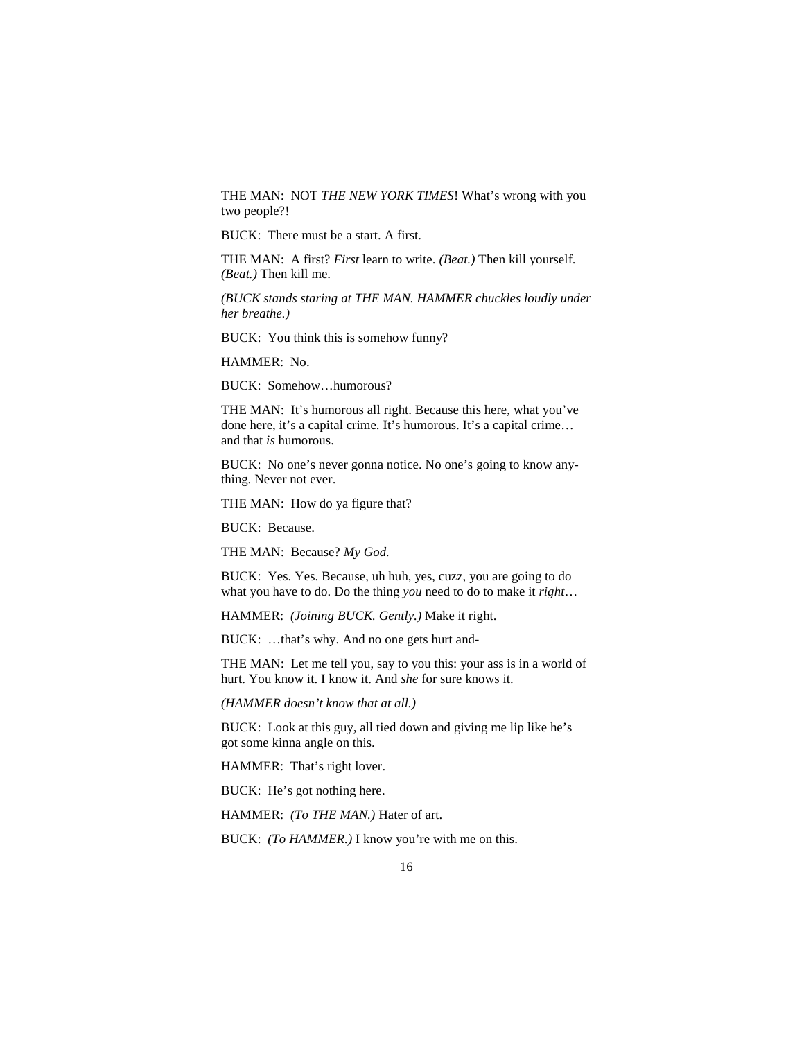THE MAN: NOT *THE NEW YORK TIMES*! What's wrong with you two people?!

BUCK: There must be a start. A first.

THE MAN: A first? *First* learn to write. *(Beat.)* Then kill yourself. *(Beat.)* Then kill me.

*(BUCK stands staring at THE MAN. HAMMER chuckles loudly under her breathe.)*

BUCK: You think this is somehow funny?

HAMMER: No.

BUCK: Somehow…humorous?

THE MAN: It's humorous all right. Because this here, what you've done here, it's a capital crime. It's humorous. It's a capital crime… and that *is* humorous.

BUCK: No one's never gonna notice. No one's going to know anything. Never not ever.

THE MAN: How do ya figure that?

BUCK: Because.

THE MAN: Because? *My God.*

BUCK: Yes. Yes. Because, uh huh, yes, cuzz, you are going to do what you have to do. Do the thing *you* need to do to make it *right*…

HAMMER: *(Joining BUCK. Gently.)* Make it right.

BUCK: …that's why. And no one gets hurt and-

THE MAN: Let me tell you, say to you this: your ass is in a world of hurt. You know it. I know it. And *she* for sure knows it.

*(HAMMER doesn't know that at all.)*

BUCK: Look at this guy, all tied down and giving me lip like he's got some kinna angle on this.

HAMMER: That's right lover.

BUCK: He's got nothing here.

HAMMER: *(To THE MAN.)* Hater of art.

BUCK: *(To HAMMER.)* I know you're with me on this.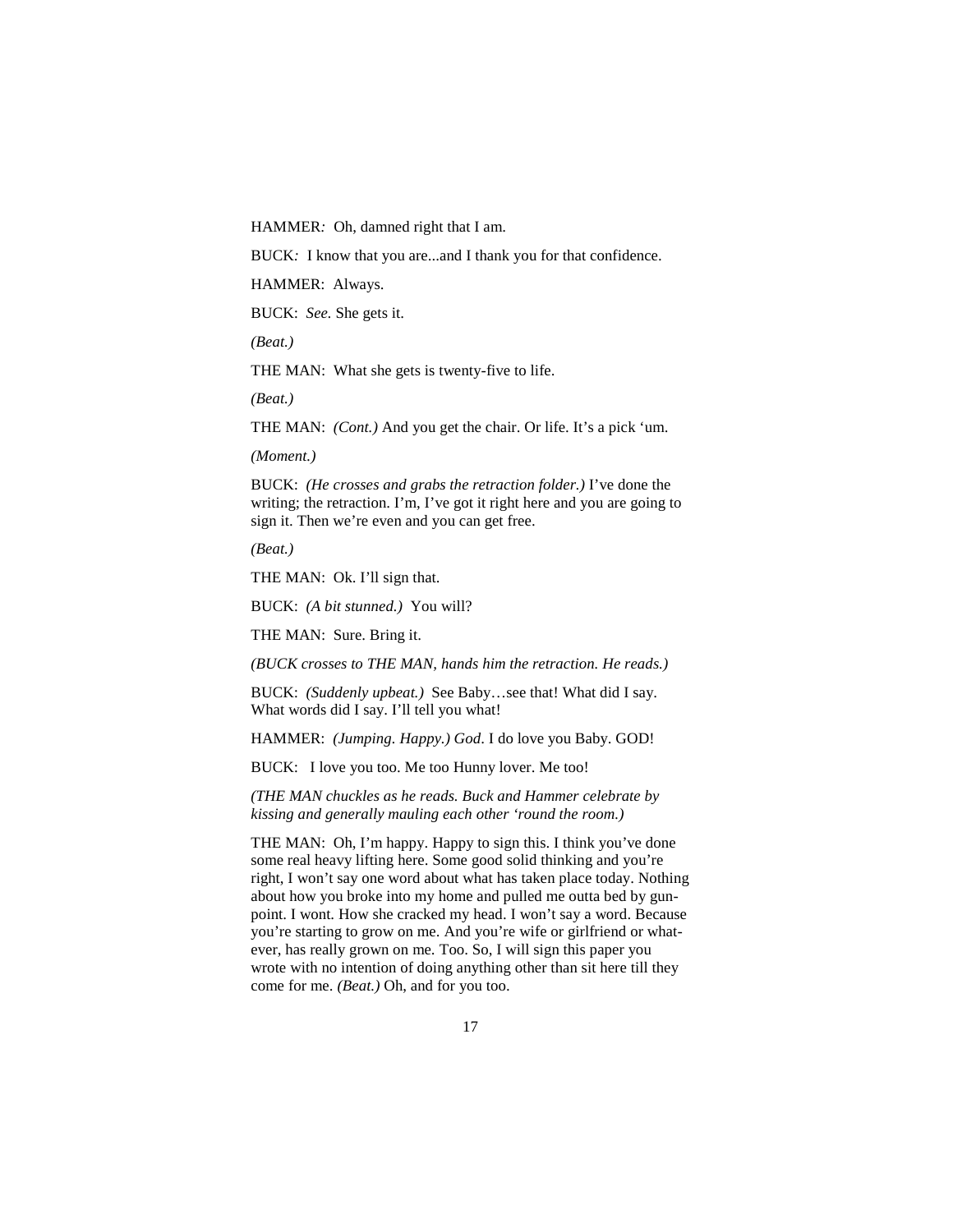HAMMER*:* Oh, damned right that I am.

BUCK*:* I know that you are...and I thank you for that confidence.

HAMMER: Always.

BUCK: *See.* She gets it.

*(Beat.)*

THE MAN: What she gets is twenty-five to life.

*(Beat.)*

THE MAN: *(Cont.)* And you get the chair. Or life. It's a pick 'um.

*(Moment.)*

BUCK: *(He crosses and grabs the retraction folder.)* I've done the writing; the retraction. I'm, I've got it right here and you are going to sign it. Then we're even and you can get free.

*(Beat.)*

THE MAN: Ok. I'll sign that.

BUCK: *(A bit stunned.)* You will?

THE MAN: Sure. Bring it.

*(BUCK crosses to THE MAN, hands him the retraction. He reads.)*

BUCK: *(Suddenly upbeat.)* See Baby…see that! What did I say. What words did I say. I'll tell you what!

HAMMER: *(Jumping. Happy.) God*. I do love you Baby. GOD!

BUCK: I love you too. Me too Hunny lover. Me too!

*(THE MAN chuckles as he reads. Buck and Hammer celebrate by kissing and generally mauling each other 'round the room.)*

THE MAN: Oh, I'm happy. Happy to sign this. I think you've done some real heavy lifting here. Some good solid thinking and you're right, I won't say one word about what has taken place today. Nothing about how you broke into my home and pulled me outta bed by gun-point. I wont. How she cracked my head. I won't say a word. Because you're starting to grow on me. And you're wife or girlfriend or what-ever, has really grown on me. Too. So, I will sign this paper you wrote with no intention of doing anything other than sit here till they come for me. *(Beat.)* Oh, and for you too.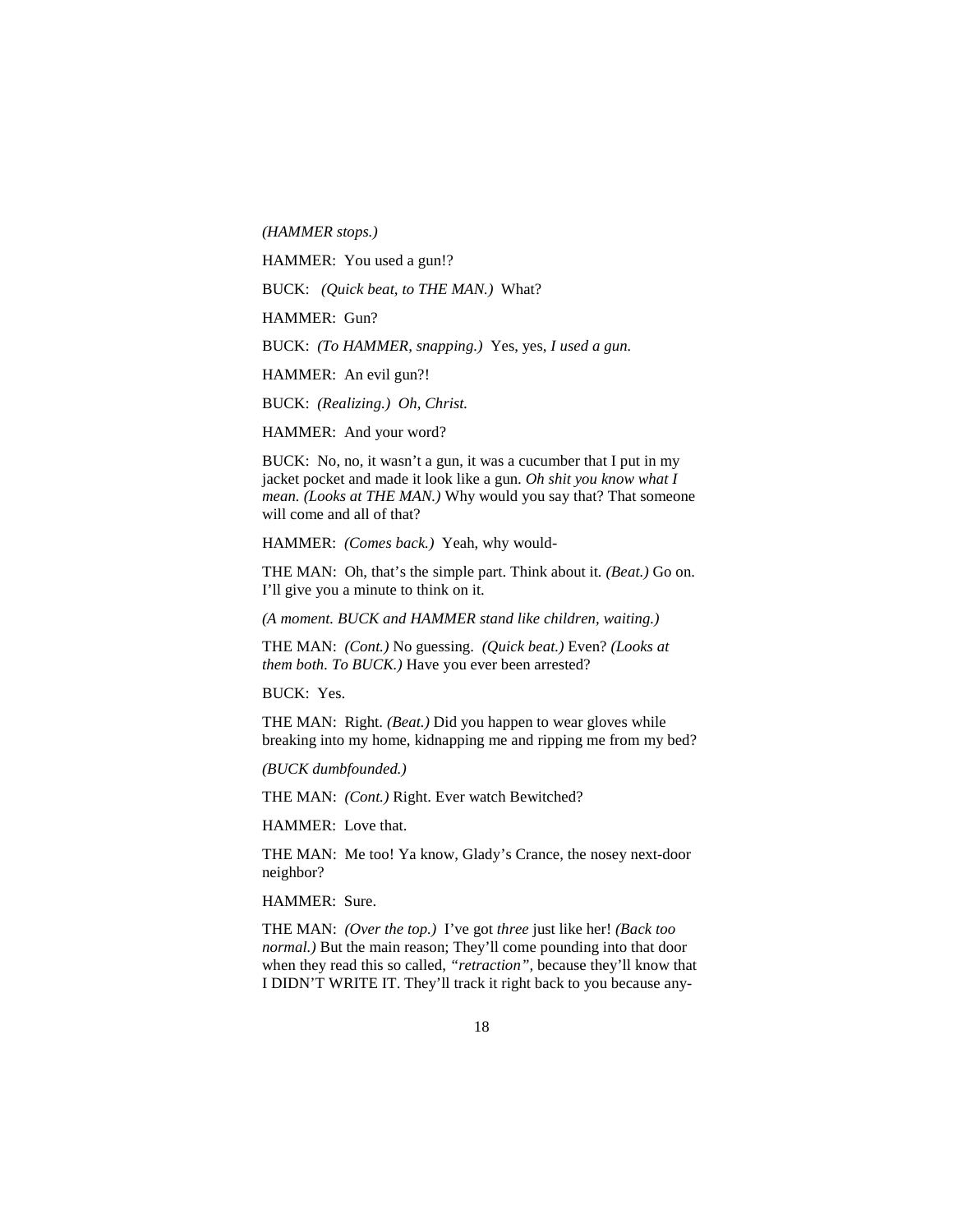*(HAMMER stops.)*

HAMMER: You used a gun!?

BUCK: *(Quick beat, to THE MAN.)* What?

HAMMER: Gun?

BUCK: *(To HAMMER, snapping.)* Yes, yes, *I used a gun.*

HAMMER: An evil gun?!

BUCK: *(Realizing.) Oh, Christ.*

HAMMER: And your word?

BUCK: No, no, it wasn't a gun, it was a cucumber that I put in my jacket pocket and made it look like a gun. *Oh shit you know what I mean. (Looks at THE MAN.)* Why would you say that? That someone will come and all of that?

HAMMER: *(Comes back.)* Yeah, why would-

THE MAN: Oh, that's the simple part. Think about it. *(Beat.)* Go on. I'll give you a minute to think on it.

*(A moment. BUCK and HAMMER stand like children, waiting.)*

THE MAN: *(Cont.)* No guessing. *(Quick beat.)* Even? *(Looks at them both. To BUCK.)* Have you ever been arrested?

BUCK: Yes.

THE MAN: Right. *(Beat.)* Did you happen to wear gloves while breaking into my home, kidnapping me and ripping me from my bed?

*(BUCK dumbfounded.)*

THE MAN: *(Cont.)* Right. Ever watch Bewitched?

HAMMER: Love that.

THE MAN: Me too! Ya know, Glady's Crance, the nosey next-door neighbor?

HAMMER: Sure.

THE MAN: *(Over the top.)* I've got *three* just like her! *(Back too normal.)* But the main reason; They'll come pounding into that door when they read this so called, *"retraction"*, because they'll know that I DIDN'T WRITE IT. They'll track it right back to you because any-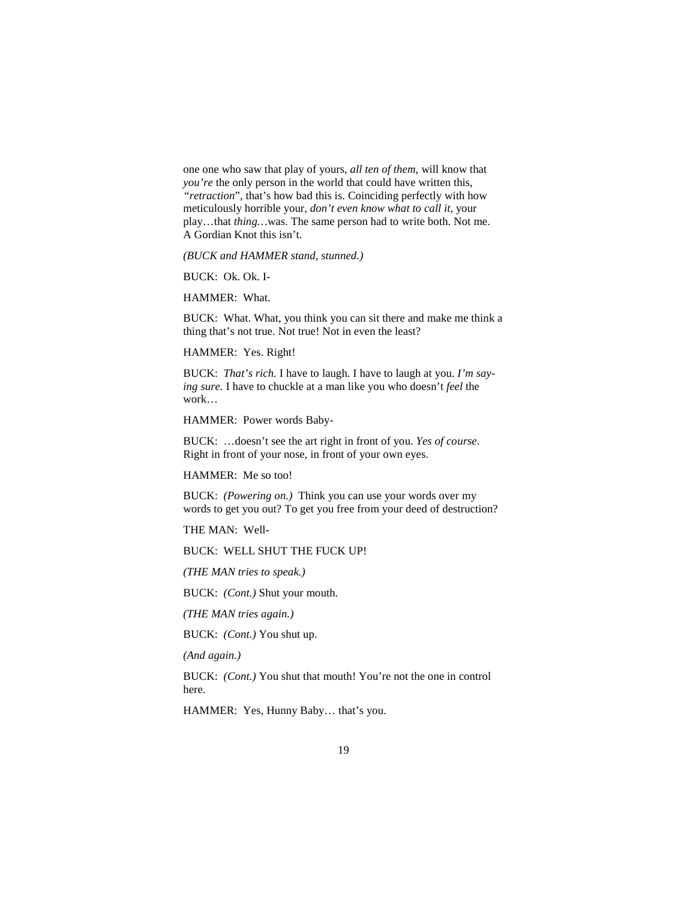one one who saw that play of yours, *all ten of them*, will know that *you're* the only person in the world that could have written this, *"retraction*", that's how bad this is. Coinciding perfectly with how meticulously horrible your, *don't even know what to call it*, your play…that *thing…*was. The same person had to write both. Not me. A Gordian Knot this isn't.

*(BUCK and HAMMER stand, stunned.)*

BUCK: Ok. Ok. I-

HAMMER: What.

BUCK: What. What, you think you can sit there and make me think a thing that's not true. Not true! Not in even the least?

HAMMER: Yes. Right!

BUCK: *That's rich.* I have to laugh. I have to laugh at you. *I'm saying sure.* I have to chuckle at a man like you who doesn't *feel* the work…

HAMMER: Power words Baby-

BUCK: …doesn't see the art right in front of you. *Yes of course*. Right in front of your nose, in front of your own eyes.

HAMMER: Me so too!

BUCK: *(Powering on.)* Think you can use your words over my words to get you out? To get you free from your deed of destruction?

THE MAN: Well-

BUCK: WELL SHUT THE FUCK UP!

*(THE MAN tries to speak.)*

BUCK: *(Cont.)* Shut your mouth.

*(THE MAN tries again.)*

BUCK: *(Cont.)* You shut up.

*(And again.)*

BUCK: *(Cont.)* You shut that mouth! You're not the one in control here.

HAMMER: Yes, Hunny Baby… that's you.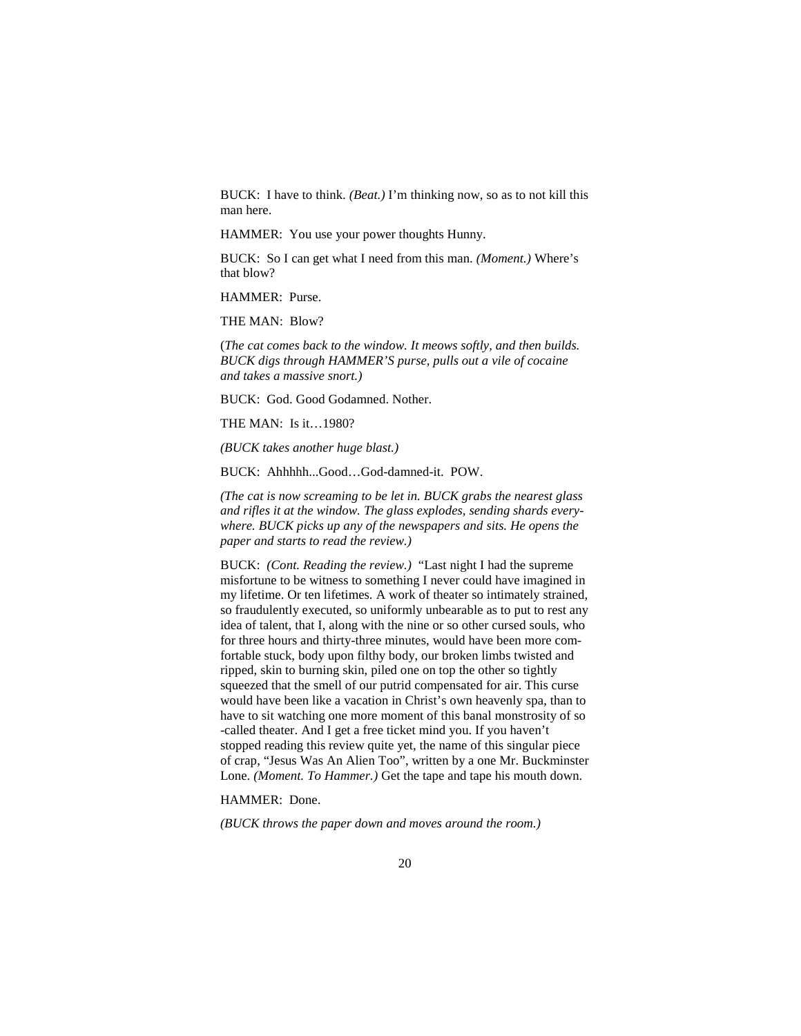BUCK: I have to think. *(Beat.)* I'm thinking now, so as to not kill this man here.

HAMMER: You use your power thoughts Hunny.

BUCK: So I can get what I need from this man. *(Moment.)* Where's that blow?

HAMMER: Purse.

THE MAN: Blow?

(*The cat comes back to the window. It meows softly, and then builds. BUCK digs through HAMMER'S purse, pulls out a vile of cocaine and takes a massive snort.)*

BUCK: God. Good Godamned. Nother.

THE MAN: Is it…1980?

*(BUCK takes another huge blast.)*

BUCK: Ahhhhh...Good…God-damned-it. POW.

*(The cat is now screaming to be let in. BUCK grabs the nearest glass and rifles it at the window. The glass explodes, sending shards everywhere. BUCK picks up any of the newspapers and sits. He opens the paper and starts to read the review.)*

BUCK: *(Cont. Reading the review.)* "Last night I had the supreme misfortune to be witness to something I never could have imagined in my lifetime. Or ten lifetimes. A work of theater so intimately strained, so fraudulently executed, so uniformly unbearable as to put to rest any idea of talent, that I, along with the nine or so other cursed souls, who for three hours and thirty-three minutes, would have been more comfortable stuck, body upon filthy body, our broken limbs twisted and ripped, skin to burning skin, piled one on top the other so tightly squeezed that the smell of our putrid compensated for air. This curse would have been like a vacation in Christ's own heavenly spa, than to have to sit watching one more moment of this banal monstrosity of so-called theater. And I get a free ticket mind you. If you haven't stopped reading this review quite yet, the name of this singular piece of crap, "Jesus Was An Alien Too", written by a one Mr. Buckminster Lone. *(Moment. To Hammer.)* Get the tape and tape his mouth down.

HAMMER: Done.

*(BUCK throws the paper down and moves around the room.)*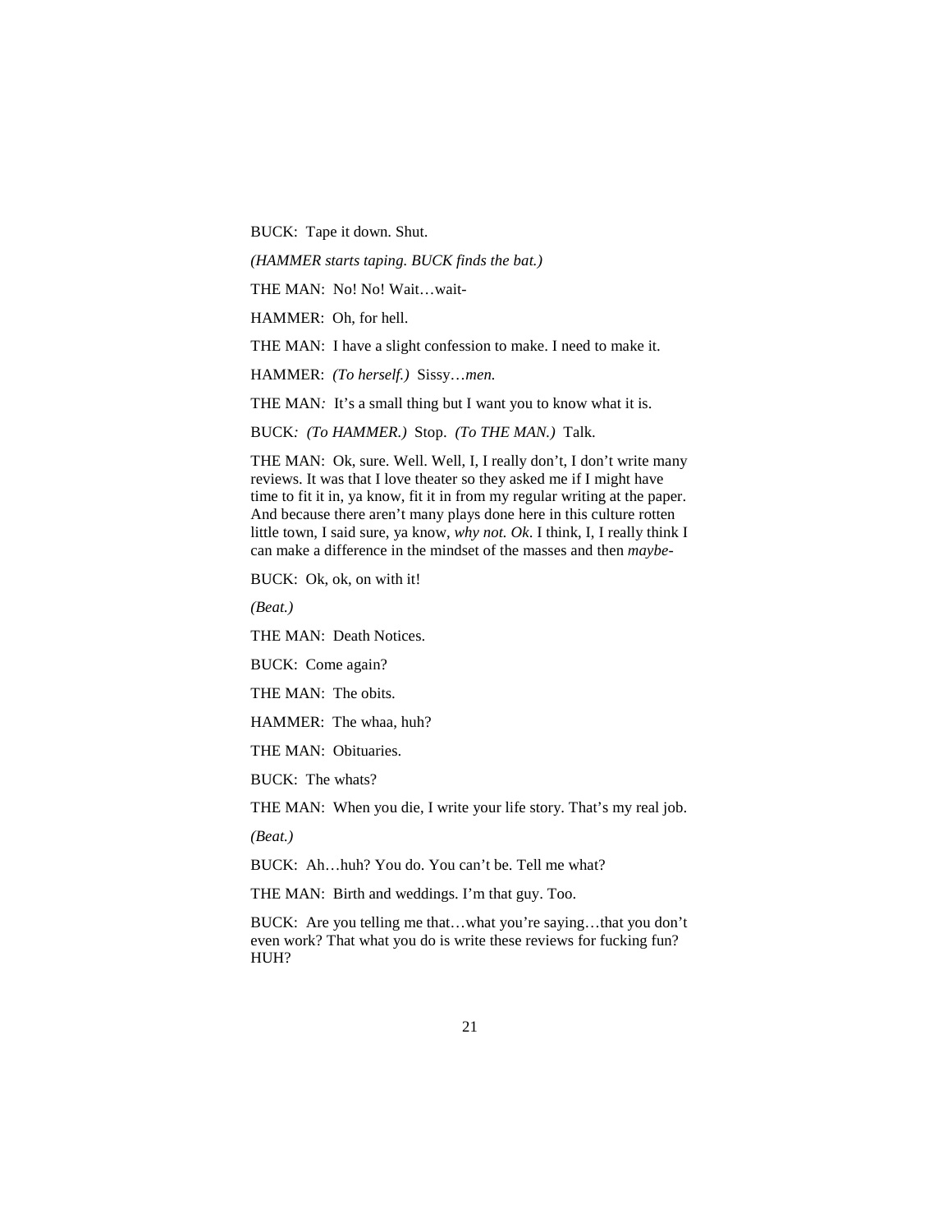BUCK: Tape it down. Shut.

*(HAMMER starts taping. BUCK finds the bat.)*

THE MAN: No! No! Wait…wait-

HAMMER: Oh, for hell.

THE MAN: I have a slight confession to make. I need to make it.

HAMMER: *(To herself.)* Sissy…*men.*

THE MAN*:* It's a small thing but I want you to know what it is.

BUCK*:* *(To HAMMER.)* Stop. *(To THE MAN.)* Talk.

THE MAN: Ok, sure. Well. Well, I, I really don't, I don't write many reviews. It was that I love theater so they asked me if I might have time to fit it in, ya know, fit it in from my regular writing at the paper. And because there aren't many plays done here in this culture rotten little town, I said sure, ya know, *why not. Ok*. I think, I, I really think I can make a difference in the mindset of the masses and then *maybe-*

BUCK: Ok, ok, on with it!

*(Beat.)*

THE MAN: Death Notices.

BUCK: Come again?

THE MAN: The obits.

HAMMER: The whaa, huh?

THE MAN: Obituaries.

BUCK: The whats?

THE MAN: When you die, I write your life story. That's my real job.

*(Beat.)*

BUCK: Ah…huh? You do. You can't be. Tell me what?

THE MAN: Birth and weddings. I'm that guy. Too.

BUCK: Are you telling me that…what you're saying…that you don't even work? That what you do is write these reviews for fucking fun? HUH?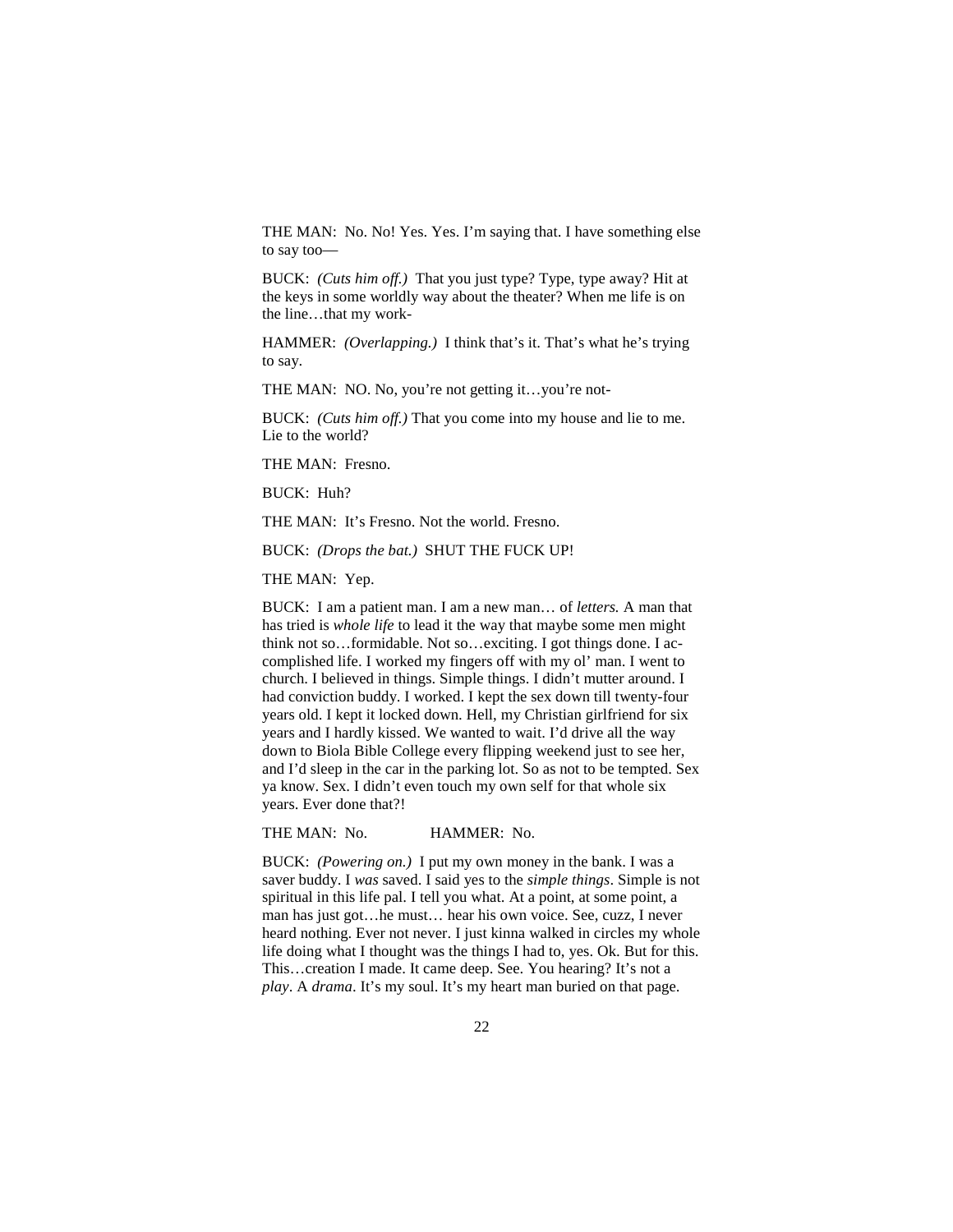THE MAN: No. No! Yes. Yes. I'm saying that. I have something else to say too—

BUCK: *(Cuts him off.)* That you just type? Type, type away? Hit at the keys in some worldly way about the theater? When me life is on the line…that my work-

HAMMER: *(Overlapping.)* I think that's it. That's what he's trying to say.

THE MAN: NO. No, you're not getting it…you're not-

BUCK: *(Cuts him off.)* That you come into my house and lie to me. Lie to the world?

THE MAN: Fresno.

BUCK: Huh?

THE MAN: It's Fresno. Not the world. Fresno.

BUCK: *(Drops the bat.)* SHUT THE FUCK UP!

THE MAN: Yep.

BUCK: I am a patient man. I am a new man… of *letters.* A man that has tried is *whole life* to lead it the way that maybe some men might think not so…formidable. Not so…exciting. I got things done. I accomplished life. I worked my fingers off with my ol' man. I went to church. I believed in things. Simple things. I didn't mutter around. I had conviction buddy. I worked. I kept the sex down till twenty-four years old. I kept it locked down. Hell, my Christian girlfriend for six years and I hardly kissed. We wanted to wait. I'd drive all the way down to Biola Bible College every flipping weekend just to see her, and I'd sleep in the car in the parking lot. So as not to be tempted. Sex ya know. Sex. I didn't even touch my own self for that whole six years. Ever done that?!

THE MAN: No. HAMMER: No.

BUCK: *(Powering on.)* I put my own money in the bank. I was a saver buddy. I *was* saved. I said yes to the *simple things*. Simple is not spiritual in this life pal. I tell you what. At a point, at some point, a man has just got…he must… hear his own voice. See, cuzz, I never heard nothing. Ever not never. I just kinna walked in circles my whole life doing what I thought was the things I had to, yes. Ok. But for this. This…creation I made. It came deep. See. You hearing? It's not a *play*. A *drama*. It's my soul. It's my heart man buried on that page.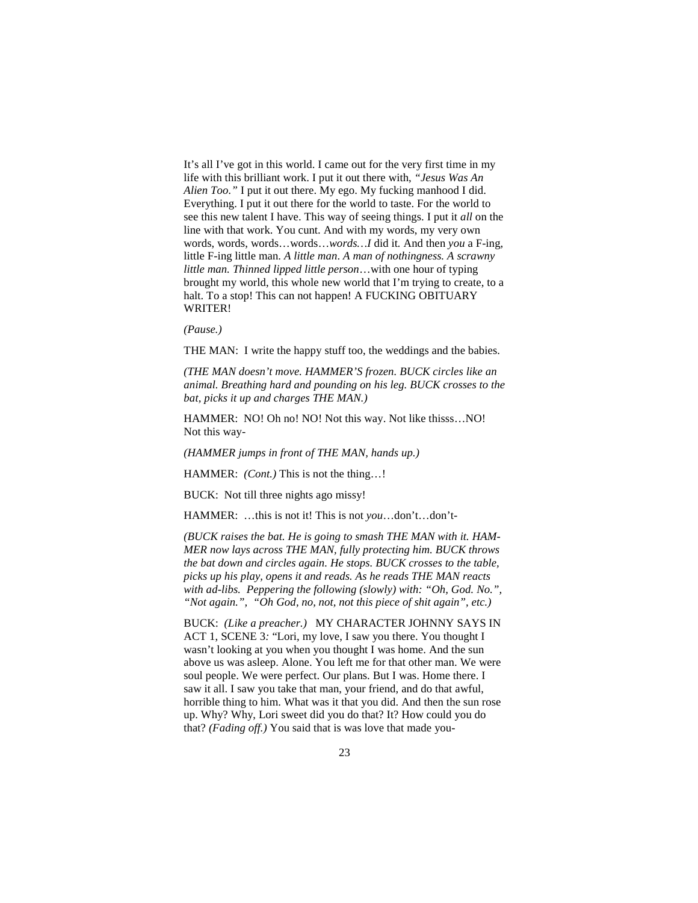It's all I've got in this world. I came out for the very first time in my life with this brilliant work. I put it out there with, *"Jesus Was An Alien Too."* I put it out there. My ego. My fucking manhood I did. Everything. I put it out there for the world to taste. For the world to see this new talent I have. This way of seeing things. I put it *all* on the line with that work. You cunt. And with my words, my very own words, words, words…words…*words…I* did it. And then *you* a F-ing, little F-ing little man. *A little man. A man of nothingness. A scrawny little man. Thinned lipped little person*…with one hour of typing brought my world, this whole new world that I'm trying to create, to a halt. To a stop! This can not happen! A FUCKING OBITUARY WRITER!

*(Pause.)*

THE MAN: I write the happy stuff too, the weddings and the babies.

*(THE MAN doesn't move. HAMMER'S frozen. BUCK circles like an animal. Breathing hard and pounding on his leg. BUCK crosses to the bat, picks it up and charges THE MAN.)*

HAMMER: NO! Oh no! NO! Not this way. Not like thisss…NO! Not this way-

*(HAMMER jumps in front of THE MAN, hands up.)*

HAMMER: *(Cont.)* This is not the thing…!

BUCK: Not till three nights ago missy!

HAMMER: …this is not it! This is not *you*…don't…don't-

*(BUCK raises the bat. He is going to smash THE MAN with it. HAMMER now lays across THE MAN, fully protecting him. BUCK throws the bat down and circles again. He stops. BUCK crosses to the table, picks up his play, opens it and reads. As he reads THE MAN reacts with ad-libs. Peppering the following (slowly) with: "Oh, God. No.", "Not again.", "Oh God, no, not, not this piece of shit again", etc.)*

BUCK: *(Like a preacher.)* MY CHARACTER JOHNNY SAYS IN ACT 1, SCENE 3*:* "Lori, my love, I saw you there. You thought I wasn't looking at you when you thought I was home. And the sun above us was asleep. Alone. You left me for that other man. We were soul people. We were perfect. Our plans. But I was. Home there. I saw it all. I saw you take that man, your friend, and do that awful, horrible thing to him. What was it that you did. And then the sun rose up. Why? Why, Lori sweet did you do that? It? How could you do that? *(Fading off.)* You said that is was love that made you-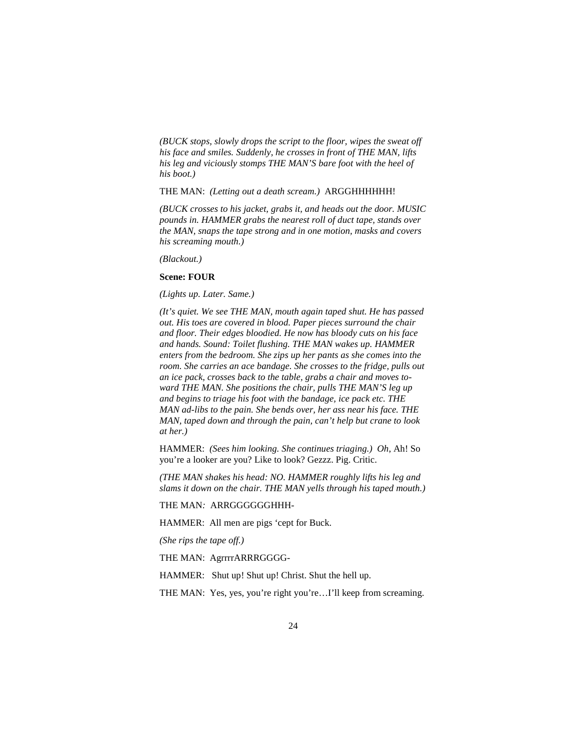*(BUCK stops, slowly drops the script to the floor, wipes the sweat off his face and smiles. Suddenly, he crosses in front of THE MAN, lifts his leg and viciously stomps THE MAN'S bare foot with the heel of his boot.)*

THE MAN: *(Letting out a death scream.)* ARGGHHHHHH!

*(BUCK crosses to his jacket, grabs it, and heads out the door. MUSIC pounds in. HAMMER grabs the nearest roll of duct tape, stands over the MAN, snaps the tape strong and in one motion, masks and covers his screaming mouth.)*

*(Blackout.)*

**Scene: FOUR**

*(Lights up. Later. Same.)*

*(It's quiet. We see THE MAN, mouth again taped shut. He has passed out. His toes are covered in blood. Paper pieces surround the chair and floor. Their edges bloodied. He now has bloody cuts on his face and hands. Sound: Toilet flushing. THE MAN wakes up. HAMMER enters from the bedroom. She zips up her pants as she comes into the room. She carries an ace bandage. She crosses to the fridge, pulls out an ice pack, crosses back to the table, grabs a chair and moves toward THE MAN. She positions the chair, pulls THE MAN'S leg up and begins to triage his foot with the bandage, ice pack etc. THE MAN ad-libs to the pain. She bends over, her ass near his face. THE MAN, taped down and through the pain, can't help but crane to look at her.)*

HAMMER: *(Sees him looking. She continues triaging.)* *Oh*, Ah! So you're a looker are you? Like to look? Gezzz. Pig. Critic.

*(THE MAN shakes his head: NO. HAMMER roughly lifts his leg and slams it down on the chair. THE MAN yells through his taped mouth.)*

THE MAN: ARRGGGGGGHHH-

HAMMER: All men are pigs 'cept for Buck.

*(She rips the tape off.)*

THE MAN: AgrrrrARRRGGGG-

HAMMER: Shut up! Shut up! Christ. Shut the hell up.

THE MAN: Yes, yes, you're right you're…I'll keep from screaming.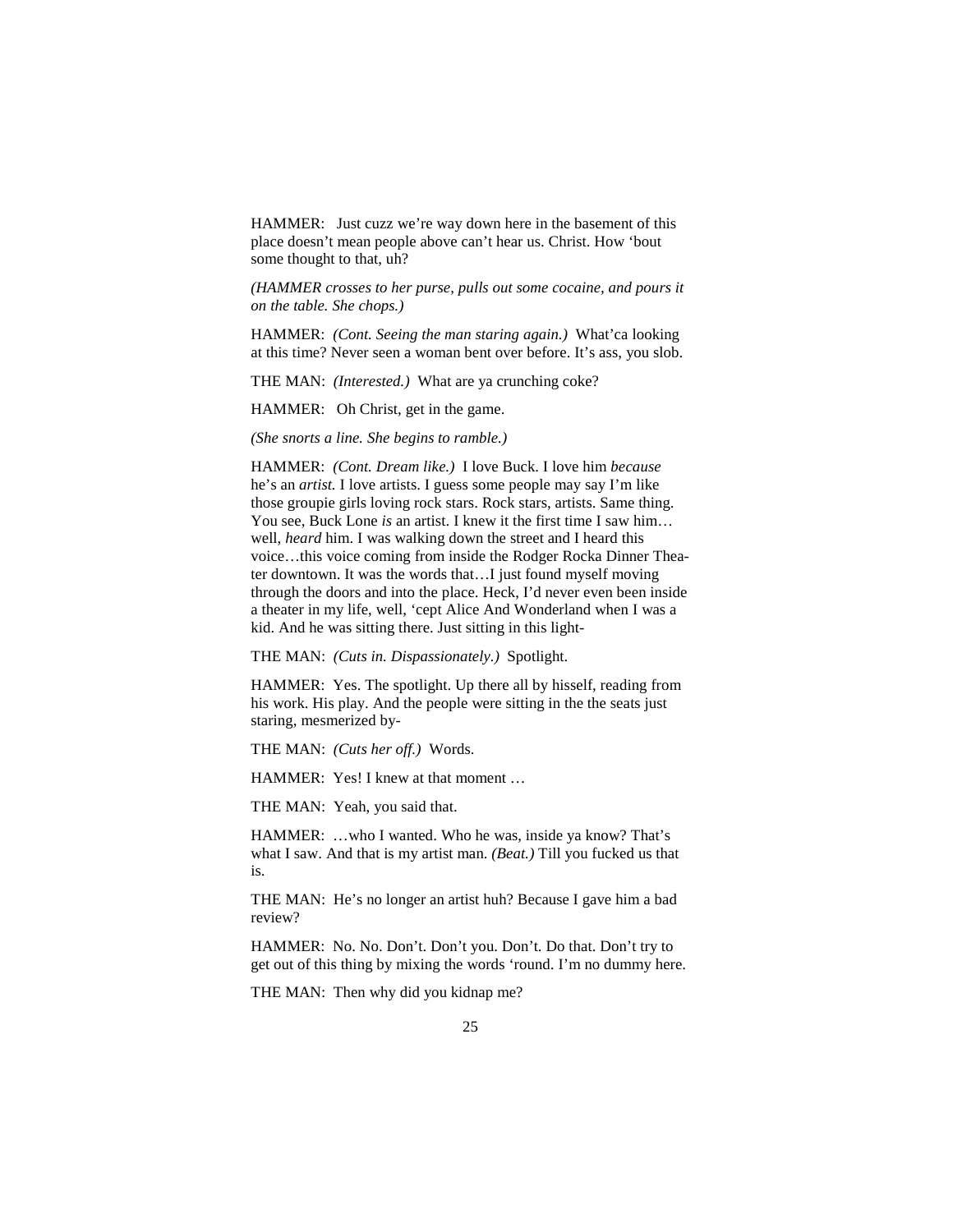HAMMER: Just cuzz we're way down here in the basement of this place doesn't mean people above can't hear us. Christ. How 'bout some thought to that, uh?

*(HAMMER crosses to her purse, pulls out some cocaine, and pours it on the table. She chops.)*

HAMMER: *(Cont. Seeing the man staring again.)* What'ca looking at this time? Never seen a woman bent over before. It's ass, you slob.

THE MAN: *(Interested.)* What are ya crunching coke?

HAMMER: Oh Christ, get in the game.

*(She snorts a line. She begins to ramble.)*

HAMMER: *(Cont. Dream like.)* I love Buck. I love him *because* he's an *artist.* I love artists. I guess some people may say I'm like those groupie girls loving rock stars. Rock stars, artists. Same thing. You see, Buck Lone *is* an artist. I knew it the first time I saw him… well, *heard* him. I was walking down the street and I heard this voice…this voice coming from inside the Rodger Rocka Dinner Theater downtown. It was the words that…I just found myself moving through the doors and into the place. Heck, I'd never even been inside a theater in my life, well, 'cept Alice And Wonderland when I was a kid. And he was sitting there. Just sitting in this light-

THE MAN: *(Cuts in. Dispassionately.)* Spotlight.

HAMMER: Yes. The spotlight. Up there all by hisself, reading from his work. His play. And the people were sitting in the the seats just staring, mesmerized by-

THE MAN: *(Cuts her off.)* Words.

HAMMER: Yes! I knew at that moment …

THE MAN: Yeah, you said that.

HAMMER: …who I wanted. Who he was, inside ya know? That's what I saw. And that is my artist man. *(Beat.)* Till you fucked us that is.

THE MAN: He's no longer an artist huh? Because I gave him a bad review?

HAMMER: No. No. Don't. Don't you. Don't. Do that. Don't try to get out of this thing by mixing the words 'round. I'm no dummy here.

THE MAN: Then why did you kidnap me?